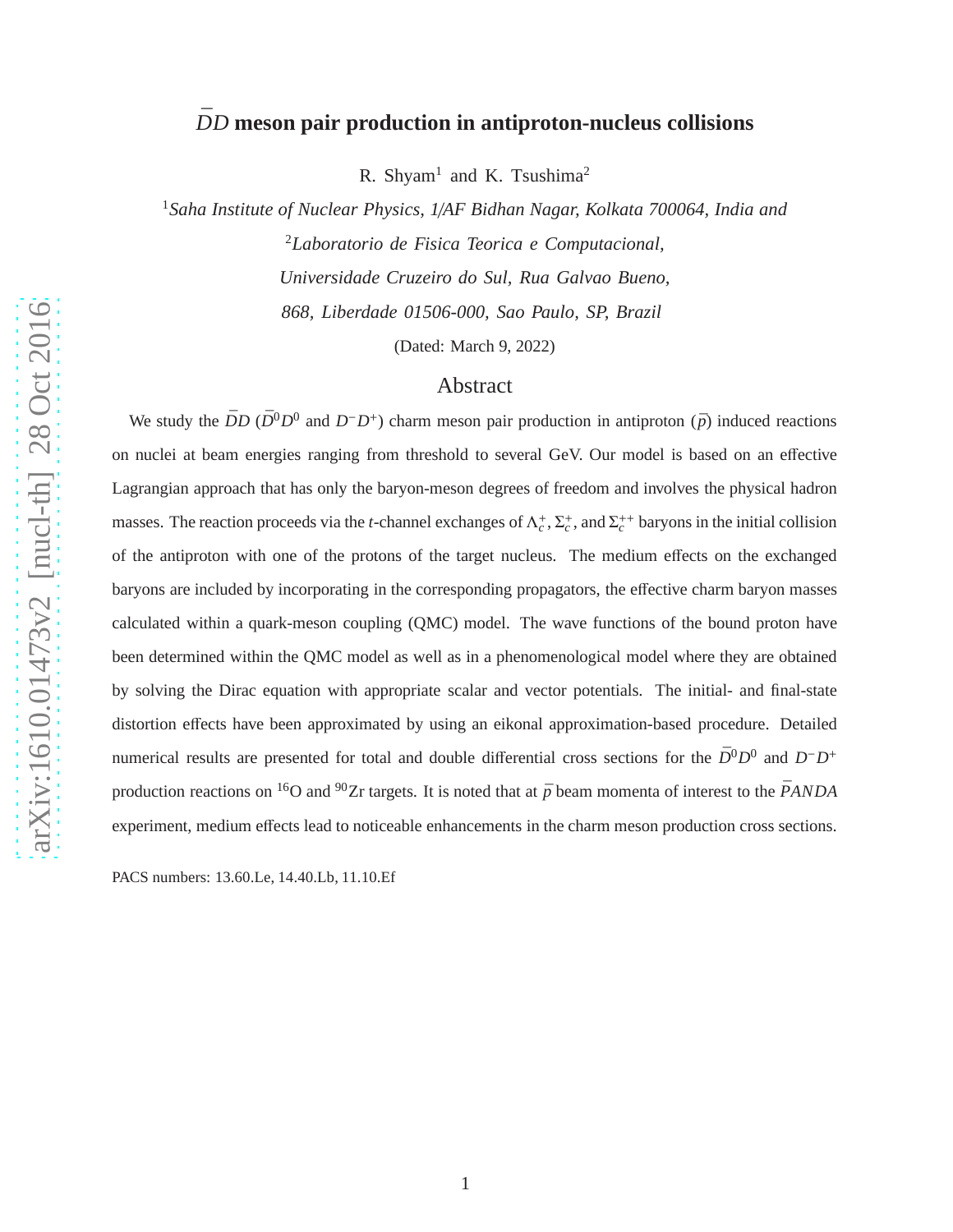# $\bar{D}D$ meson pair production in antiproton-nucleus collisions

R. Shyam[1] and K. Tsushima[2]

[1]*Saha Institute of Nuclear Physics, 1/AF Bidhan Nagar, Kolkata 700064, India and*
[2]*Laboratorio de Fisica Teorica e Computacional, Universidade Cruzeiro do Sul, Rua Galvao Bueno, 868, Liberdade 01506-000, Sao Paulo, SP, Brazil*

(Dated: March 9, 2022)

## Abstract

We study the $\bar{D}D$ ($\bar{D}^0D^0$ and $D^-D^+$) charm meson pair production in antiproton ($\bar{p}$) induced reactions on nuclei at beam energies ranging from threshold to several GeV. Our model is based on an effective Lagrangian approach that has only the baryon-meson degrees of freedom and involves the physical hadron masses. The reaction proceeds via the $t$-channel exchanges of $\Lambda_c^+$, $\Sigma_c^+$, and $\Sigma_c^{++}$ baryons in the initial collision of the antiproton with one of the protons of the target nucleus. The medium effects on the exchanged baryons are included by incorporating in the corresponding propagators, the effective charm baryon masses calculated within a quark-meson coupling (QMC) model. The wave functions of the bound proton have been determined within the QMC model as well as in a phenomenological model where they are obtained by solving the Dirac equation with appropriate scalar and vector potentials. The initial- and final-state distortion effects have been approximated by using an eikonal approximation-based procedure. Detailed numerical results are presented for total and double differential cross sections for the $\bar{D}^0D^0$ and $D^-D^+$ production reactions on $^{16}$O and $^{90}$Zr targets. It is noted that at $\bar{p}$ beam momenta of interest to the $\bar{P}ANDA$ experiment, medium effects lead to noticeable enhancements in the charm meson production cross sections.

PACS numbers: 13.60.Le, 14.40.Lb, 11.10.Ef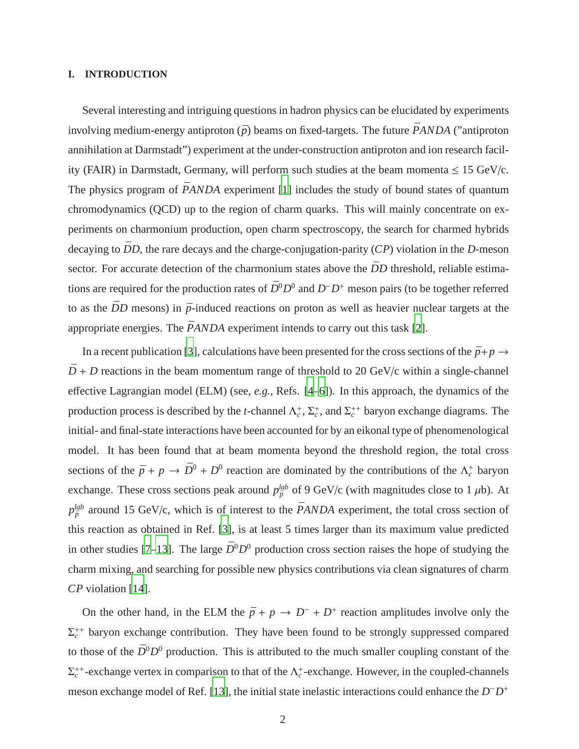## I. INTRODUCTION

Several interesting and intriguing questions in hadron physics can be elucidated by experiments involving medium-energy antiproton ($\bar{p}$) beams on fixed-targets. The future $\bar{P}ANDA$ ("antiproton annihilation at Darmstadt") experiment at the under-construction antiproton and ion research facility (FAIR) in Darmstadt, Germany, will perform such studies at the beam momenta $\leq$ 15 GeV/c. The physics program of $\bar{P}ANDA$ experiment [1] includes the study of bound states of quantum chromodynamics (QCD) up to the region of charm quarks. This will mainly concentrate on experiments on charmonium production, open charm spectroscopy, the search for charmed hybrids decaying to $\bar{D}D$, the rare decays and the charge-conjugation-parity ($CP$) violation in the $D$-meson sector. For accurate detection of the charmonium states above the $\bar{D}D$ threshold, reliable estimations are required for the production rates of $\bar{D}^0D^0$ and $D^-D^+$ meson pairs (to be together referred to as the $\bar{D}D$ mesons) in $\bar{p}$-induced reactions on proton as well as heavier nuclear targets at the appropriate energies. The $\bar{P}ANDA$ experiment intends to carry out this task [2].

In a recent publication [3], calculations have been presented for the cross sections of the $\bar{p}+p \to \bar{D} + D$ reactions in the beam momentum range of threshold to 20 GeV/c within a single-channel effective Lagrangian model (ELM) (see, *e.g.*, Refs. [4–6]). In this approach, the dynamics of the production process is described by the $t$-channel $\Lambda_c^+$, $\Sigma_c^+$, and $\Sigma_c^{++}$ baryon exchange diagrams. The initial- and final-state interactions have been accounted for by an eikonal type of phenomenological model. It has been found that at beam momenta beyond the threshold region, the total cross sections of the $\bar{p} + p \to \bar{D}^0 + D^0$ reaction are dominated by the contributions of the $\Lambda_c^+$ baryon exchange. These cross sections peak around $p_{\bar{p}}^{lab}$ of 9 GeV/c (with magnitudes close to 1 $\mu$b). At $p_{\bar{p}}^{lab}$ around 15 GeV/c, which is of interest to the $\bar{P}ANDA$ experiment, the total cross section of this reaction as obtained in Ref. [3], is at least 5 times larger than its maximum value predicted in other studies [7–13]. The large $\bar{D}^0D^0$ production cross section raises the hope of studying the charm mixing, and searching for possible new physics contributions via clean signatures of charm $CP$ violation [14].

On the other hand, in the ELM the $\bar{p} + p \to D^- + D^+$ reaction amplitudes involve only the $\Sigma_c^{++}$ baryon exchange contribution. They have been found to be strongly suppressed compared to those of the $\bar{D}^0D^0$ production. This is attributed to the much smaller coupling constant of the $\Sigma_c^{++}$-exchange vertex in comparison to that of the $\Lambda_c^+$-exchange. However, in the coupled-channels meson exchange model of Ref. [13], the initial state inelastic interactions could enhance the $D^-D^+$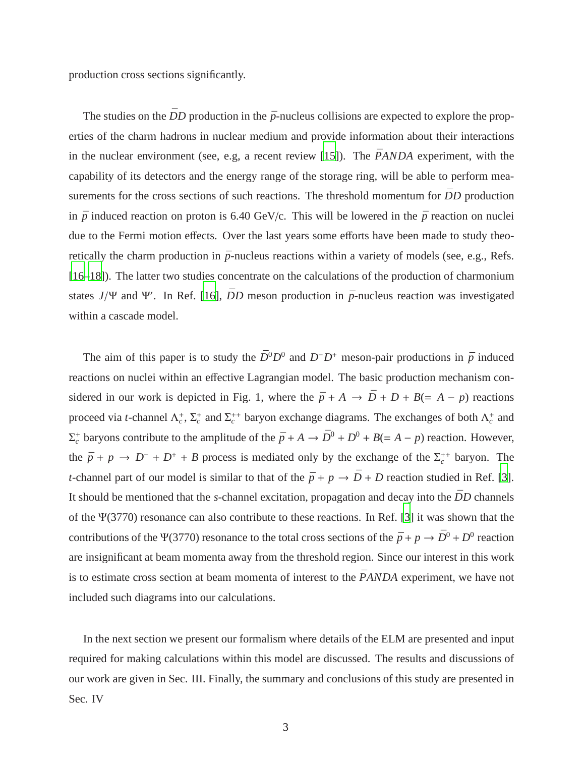production cross sections significantly.

The studies on the $\bar{D}D$ production in the $\bar{p}$-nucleus collisions are expected to explore the properties of the charm hadrons in nuclear medium and provide information about their interactions in the nuclear environment (see, e.g, a recent review [15]). The $\bar{P}ANDA$ experiment, with the capability of its detectors and the energy range of the storage ring, will be able to perform measurements for the cross sections of such reactions. The threshold momentum for $\bar{D}D$ production in $\bar{p}$ induced reaction on proton is 6.40 GeV/c. This will be lowered in the $\bar{p}$ reaction on nuclei due to the Fermi motion effects. Over the last years some efforts have been made to study theoretically the charm production in $\bar{p}$-nucleus reactions within a variety of models (see, e.g., Refs. [16–18]). The latter two studies concentrate on the calculations of the production of charmonium states $J/\Psi$ and $\Psi'$. In Ref. [16], $\bar{D}D$ meson production in $\bar{p}$-nucleus reaction was investigated within a cascade model.

The aim of this paper is to study the $\bar{D}^0 D^0$ and $D^- D^+$ meson-pair productions in $\bar{p}$ induced reactions on nuclei within an effective Lagrangian model. The basic production mechanism considered in our work is depicted in Fig. 1, where the $\bar{p} + A \rightarrow \bar{D} + D + B (= A - p)$ reactions proceed via $t$-channel $\Lambda_c^+$, $\Sigma_c^+$ and $\Sigma_c^{++}$ baryon exchange diagrams. The exchanges of both $\Lambda_c^+$ and $\Sigma_c^+$ baryons contribute to the amplitude of the $\bar{p} + A \rightarrow \bar{D}^0 + D^0 + B (= A - p)$ reaction. However, the $\bar{p} + p \rightarrow D^- + D^+ + B$ process is mediated only by the exchange of the $\Sigma_c^{++}$ baryon. The $t$-channel part of our model is similar to that of the $\bar{p} + p \rightarrow \bar{D} + D$ reaction studied in Ref. [3]. It should be mentioned that the $s$-channel excitation, propagation and decay into the $\bar{D}D$ channels of the $\Psi(3770)$ resonance can also contribute to these reactions. In Ref. [3] it was shown that the contributions of the $\Psi(3770)$ resonance to the total cross sections of the $\bar{p} + p \rightarrow \bar{D}^0 + D^0$ reaction are insignificant at beam momenta away from the threshold region. Since our interest in this work is to estimate cross section at beam momenta of interest to the $\bar{P}ANDA$ experiment, we have not included such diagrams into our calculations.

In the next section we present our formalism where details of the ELM are presented and input required for making calculations within this model are discussed. The results and discussions of our work are given in Sec. III. Finally, the summary and conclusions of this study are presented in Sec. IV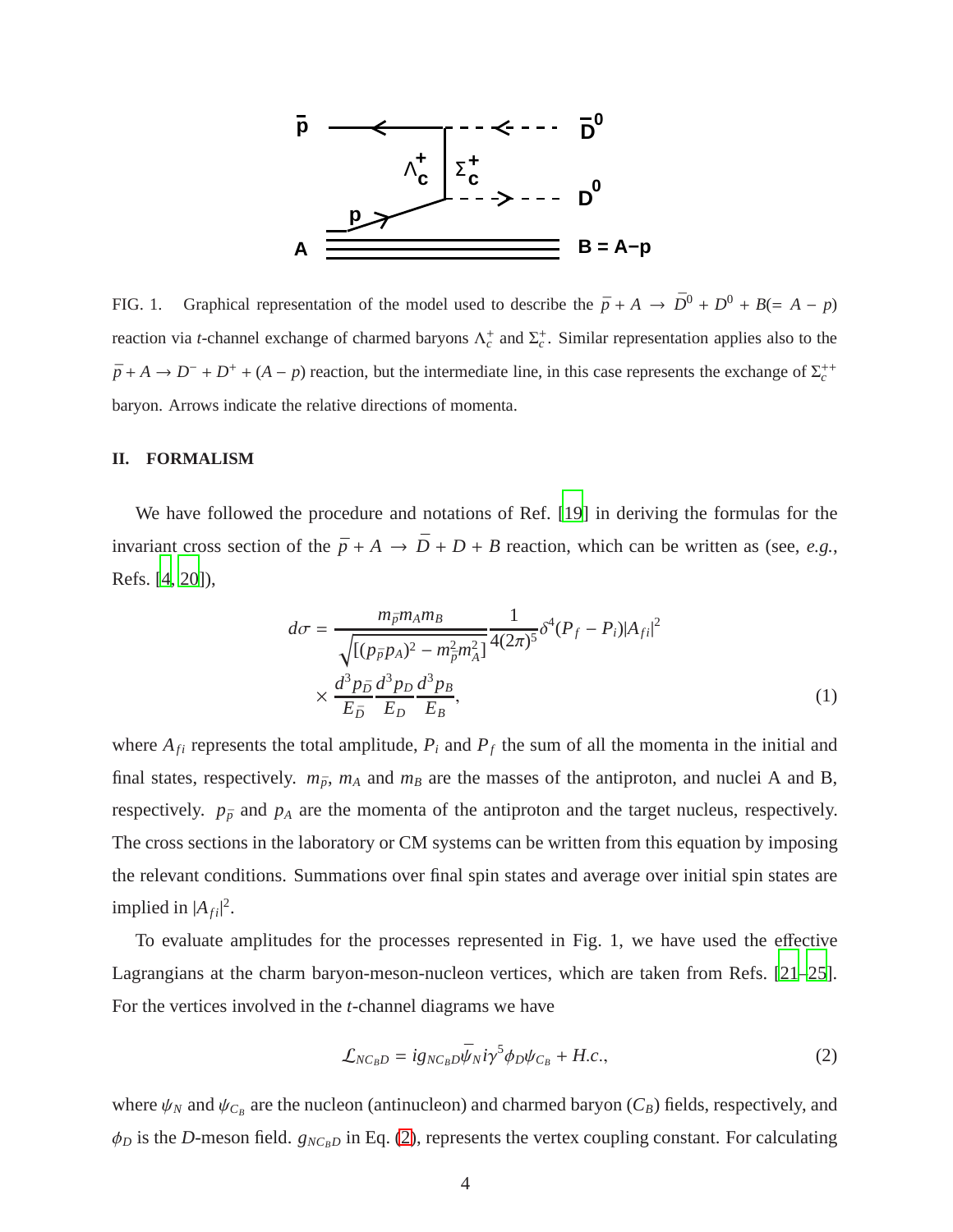FIG. 1. Graphical representation of the model used to describe the $\bar{p} + A \rightarrow \bar{D}^0 + D^0 + B(= A - p)$ reaction via $t$-channel exchange of charmed baryons $\Lambda_c^+$ and $\Sigma_c^+$. Similar representation applies also to the $\bar{p} + A \rightarrow D^- + D^+ + (A - p)$ reaction, but the intermediate line, in this case represents the exchange of $\Sigma_c^{++}$ baryon. Arrows indicate the relative directions of momenta.

## II. FORMALISM

We have followed the procedure and notations of Ref. [19] in deriving the formulas for the invariant cross section of the $\bar{p} + A \rightarrow \bar{D} + D + B$ reaction, which can be written as (see, *e.g.*, Refs. [4, 20]),

$$d\sigma = \frac{m_{\bar{p}} m_A m_B}{\sqrt{[(p_{\bar{p}} p_A)^2 - m_{\bar{p}}^2 m_A^2]}} \frac{1}{4(2\pi)^5} \delta^4(P_f - P_i) |A_{fi}|^2 \times \frac{d^3 p_{\bar{D}}}{E_{\bar{D}}} \frac{d^3 p_D}{E_D} \frac{d^3 p_B}{E_B}, \tag{1}$$

where $A_{fi}$ represents the total amplitude, $P_i$ and $P_f$ the sum of all the momenta in the initial and final states, respectively. $m_{\bar{p}}$, $m_A$ and $m_B$ are the masses of the antiproton, and nuclei A and B, respectively. $p_{\bar{p}}$ and $p_A$ are the momenta of the antiproton and the target nucleus, respectively. The cross sections in the laboratory or CM systems can be written from this equation by imposing the relevant conditions. Summations over final spin states and average over initial spin states are implied in $|A_{fi}|^2$.

To evaluate amplitudes for the processes represented in Fig. 1, we have used the effective Lagrangians at the charm baryon-meson-nucleon vertices, which are taken from Refs. [21–25]. For the vertices involved in the $t$-channel diagrams we have

$$\mathcal{L}_{NC_BD} = i g_{NC_BD} \bar{\psi}_N i\gamma^5 \phi_D \psi_{C_B} + H.c., \tag{2}$$

where $\psi_N$ and $\psi_{C_B}$ are the nucleon (antinucleon) and charmed baryon ($C_B$) fields, respectively, and $\phi_D$ is the $D$-meson field. $g_{NC_BD}$ in Eq. (2), represents the vertex coupling constant. For calculating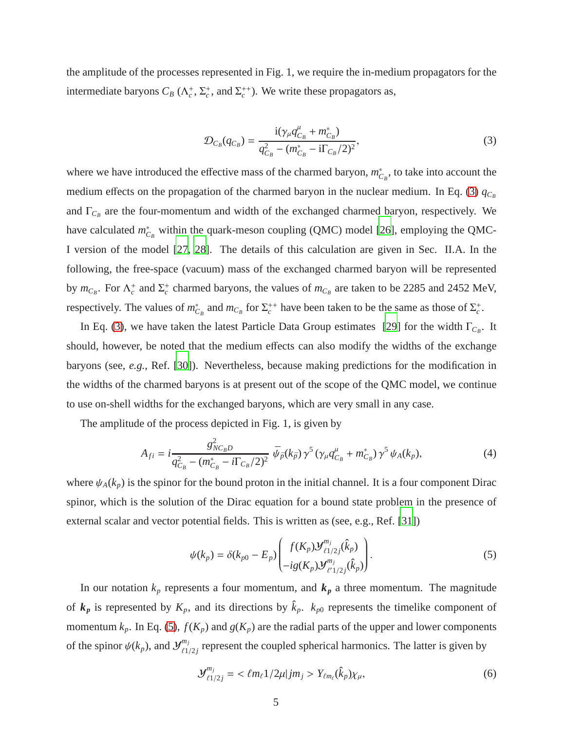the amplitude of the processes represented in Fig. 1, we require the in-medium propagators for the intermediate baryons $C_B$ ($\Lambda_c^+$, $\Sigma_c^+$, and $\Sigma_c^{++}$). We write these propagators as,

$$\mathcal{D}_{C_B}(q_{C_B}) = \frac{\mathrm{i}(\gamma_\mu q^\mu_{C_B} + m^*_{C_B})}{q^2_{C_B} - (m^*_{C_B} - \mathrm{i}\Gamma_{C_B}/2)^2}, \tag{3}$$

where we have introduced the effective mass of the charmed baryon, $m^*_{C_B}$, to take into account the medium effects on the propagation of the charmed baryon in the nuclear medium. In Eq. (3) $q_{C_B}$ and $\Gamma_{C_B}$ are the four-momentum and width of the exchanged charmed baryon, respectively. We have calculated $m^*_{C_B}$ within the quark-meson coupling (QMC) model [26], employing the QMC-I version of the model [27, 28]. The details of this calculation are given in Sec. II.A. In the following, the free-space (vacuum) mass of the exchanged charmed baryon will be represented by $m_{C_B}$. For $\Lambda_c^+$ and $\Sigma_c^+$ charmed baryons, the values of $m_{C_B}$ are taken to be 2285 and 2452 MeV, respectively. The values of $m^*_{C_B}$ and $m_{C_B}$ for $\Sigma_c^{++}$ have been taken to be the same as those of $\Sigma_c^+$.

In Eq. (3), we have taken the latest Particle Data Group estimates [29] for the width $\Gamma_{C_B}$. It should, however, be noted that the medium effects can also modify the widths of the exchange baryons (see, *e.g.*, Ref. [30]). Nevertheless, because making predictions for the modification in the widths of the charmed baryons is at present out of the scope of the QMC model, we continue to use on-shell widths for the exchanged baryons, which are very small in any case.

The amplitude of the process depicted in Fig. 1, is given by

$$A_{fi} = i\frac{g^2_{NC_BD}}{q^2_{C_B} - (m^*_{C_B} - i\Gamma_{C_B}/2)^2}\ \bar{\psi}_{\bar{p}}(k_{\bar{p}})\,\gamma^5\,(\gamma_\mu q^\mu_{C_B} + m^*_{C_B})\,\gamma^5\,\psi_A(k_p), \tag{4}$$

where $\psi_A(k_p)$ is the spinor for the bound proton in the initial channel. It is a four component Dirac spinor, which is the solution of the Dirac equation for a bound state problem in the presence of external scalar and vector potential fields. This is written as (see, e.g., Ref. [31])

$$\psi(k_p) = \delta(k_{p0} - E_p)\begin{pmatrix} f(K_p)\mathcal{Y}^{m_j}_{\ell 1/2 j}(\hat{k}_p) \\ -ig(K_p)\mathcal{Y}^{m_j}_{\ell' 1/2 j}(\hat{k}_p)\end{pmatrix}. \tag{5}$$

In our notation $k_p$ represents a four momentum, and $\boldsymbol{k_p}$ a three momentum. The magnitude of $\boldsymbol{k_p}$ is represented by $K_p$, and its directions by $\hat{k}_p$. $k_{p0}$ represents the timelike component of momentum $k_p$. In Eq. (5), $f(K_p)$ and $g(K_p)$ are the radial parts of the upper and lower components of the spinor $\psi(k_p)$, and $\mathcal{Y}^{m_j}_{\ell 1/2 j}$ represent the coupled spherical harmonics. The latter is given by

$$\mathcal{Y}^{m_j}_{\ell 1/2 j} = <\ell m_\ell 1/2 \mu | j m_j>\, Y_{\ell m_\ell}(\hat{k}_p)\chi_\mu, \tag{6}$$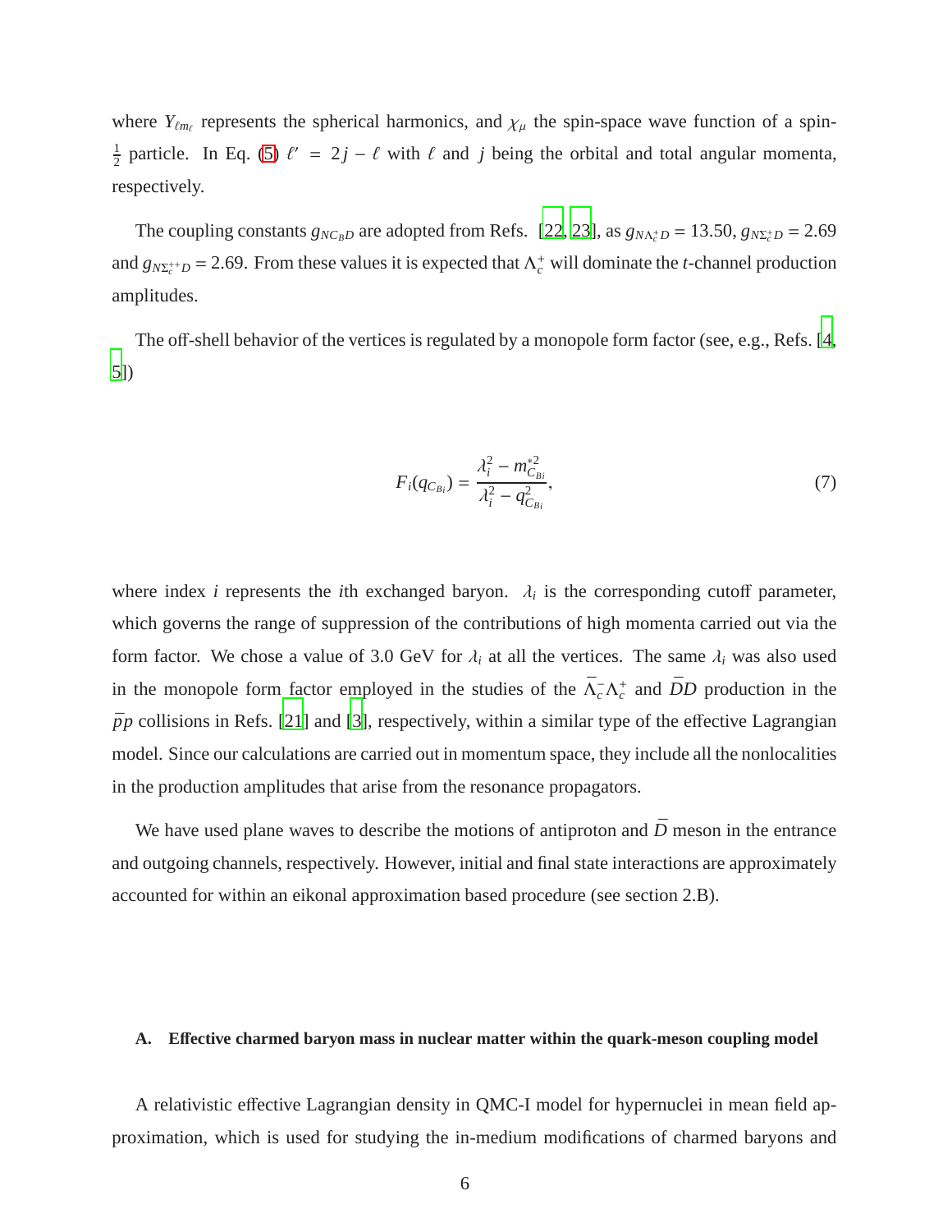where $Y_{\ell m_\ell}$ represents the spherical harmonics, and $\chi_\mu$ the spin-space wave function of a spin-$\frac{1}{2}$ particle. In Eq. (5) $\ell' = 2j - \ell$ with $\ell$ and $j$ being the orbital and total angular momenta, respectively.

The coupling constants $g_{NC_BD}$ are adopted from Refs. [22, 23], as $g_{N\Lambda_c^+ D} = 13.50$, $g_{N\Sigma_c^+ D} = 2.69$ and $g_{N\Sigma_c^{++} D} = 2.69$. From these values it is expected that $\Lambda_c^+$ will dominate the $t$-channel production amplitudes.

The off-shell behavior of the vertices is regulated by a monopole form factor (see, e.g., Refs. [4, 5])

$$F_i(q_{C_{Bi}}) = \frac{\lambda_i^2 - m_{C_{Bi}}^{*2}}{\lambda_i^2 - q_{C_{Bi}}^2}, \tag{7}$$

where index $i$ represents the $i$th exchanged baryon. $\lambda_i$ is the corresponding cutoff parameter, which governs the range of suppression of the contributions of high momenta carried out via the form factor. We chose a value of 3.0 GeV for $\lambda_i$ at all the vertices. The same $\lambda_i$ was also used in the monopole form factor employed in the studies of the $\bar{\Lambda}_c^- \Lambda_c^+$ and $\bar{D}D$ production in the $\bar{p}p$ collisions in Refs. [21] and [3], respectively, within a similar type of the effective Lagrangian model. Since our calculations are carried out in momentum space, they include all the nonlocalities in the production amplitudes that arise from the resonance propagators.

We have used plane waves to describe the motions of antiproton and $\bar{D}$ meson in the entrance and outgoing channels, respectively. However, initial and final state interactions are approximately accounted for within an eikonal approximation based procedure (see section 2.B).

### A. Effective charmed baryon mass in nuclear matter within the quark-meson coupling model

A relativistic effective Lagrangian density in QMC-I model for hypernuclei in mean field approximation, which is used for studying the in-medium modifications of charmed baryons and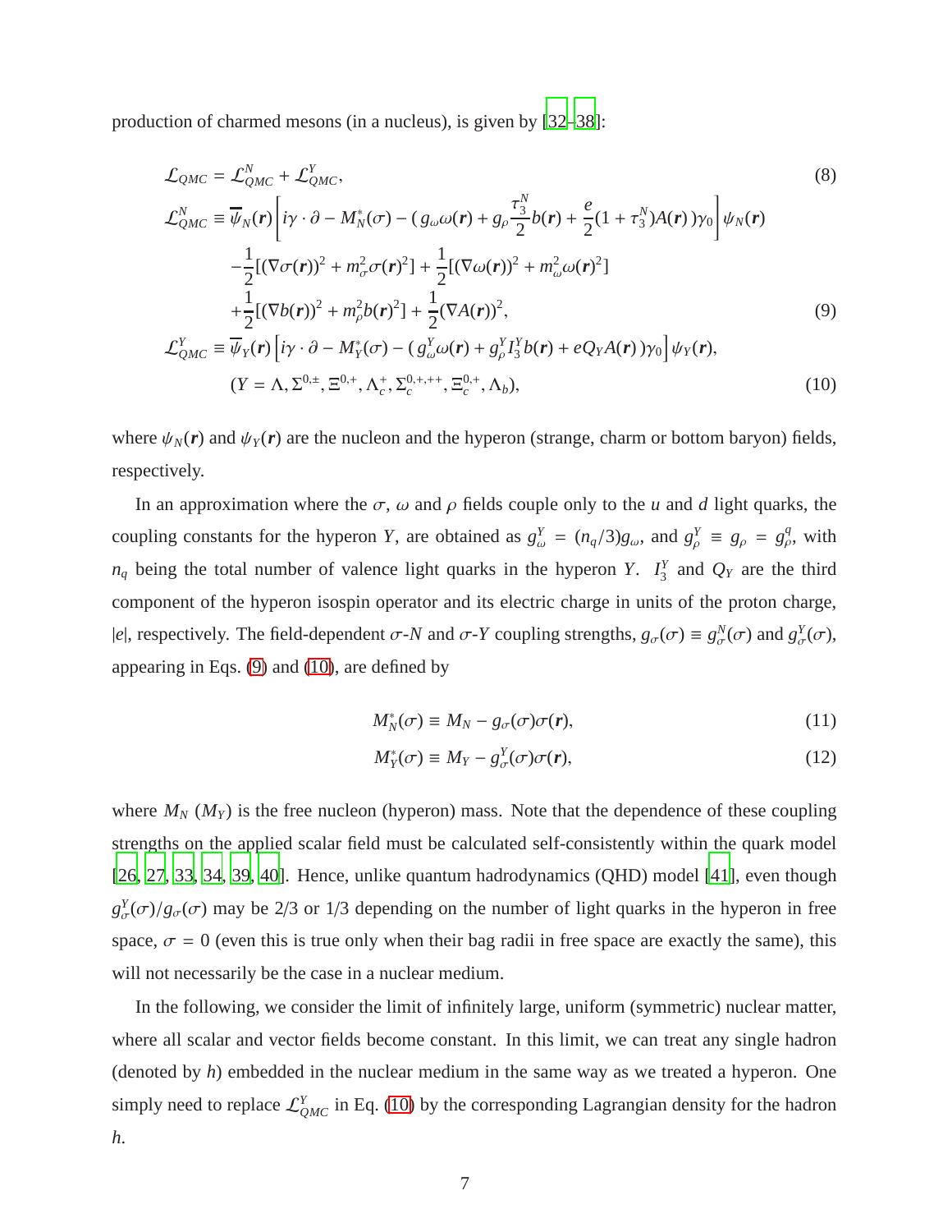production of charmed mesons (in a nucleus), is given by [32–38]:

$$\mathcal{L}_{QMC} = \mathcal{L}^{N}_{QMC} + \mathcal{L}^{Y}_{QMC}, \tag{8}$$

$$\begin{aligned}
\mathcal{L}^{N}_{QMC} &\equiv \overline{\psi}_N(\boldsymbol{r})\left[ i\gamma\cdot\partial - M^*_N(\sigma) - (\, g_\omega \omega(\boldsymbol{r}) + g_\rho \frac{\tau^N_3}{2} b(\boldsymbol{r}) + \frac{e}{2}(1+\tau^N_3)A(\boldsymbol{r})\,)\gamma_0 \right]\psi_N(\boldsymbol{r}) \\
&\quad - \frac{1}{2}[(\nabla\sigma(\boldsymbol{r}))^2 + m^2_\sigma \sigma(\boldsymbol{r})^2] + \frac{1}{2}[(\nabla\omega(\boldsymbol{r}))^2 + m^2_\omega \omega(\boldsymbol{r})^2] \\
&\quad + \frac{1}{2}[(\nabla b(\boldsymbol{r}))^2 + m^2_\rho b(\boldsymbol{r})^2] + \frac{1}{2}(\nabla A(\boldsymbol{r}))^2,
\end{aligned} \tag{9}$$

$$\begin{aligned}
\mathcal{L}^{Y}_{QMC} &\equiv \overline{\psi}_Y(\boldsymbol{r})\left[ i\gamma\cdot\partial - M^*_Y(\sigma) - (\, g^Y_\omega \omega(\boldsymbol{r}) + g^Y_\rho I^Y_3 b(\boldsymbol{r}) + eQ_Y A(\boldsymbol{r})\,)\gamma_0 \right]\psi_Y(\boldsymbol{r}), \\
&\quad (Y = \Lambda, \Sigma^{0,\pm}, \Xi^{0,+}, \Lambda^+_c, \Sigma^{0,+,++}_c, \Xi^{0,+}_c, \Lambda_b),
\end{aligned} \tag{10}$$

where $\psi_N(\boldsymbol{r})$ and $\psi_Y(\boldsymbol{r})$ are the nucleon and the hyperon (strange, charm or bottom baryon) fields, respectively.

In an approximation where the $\sigma$, $\omega$ and $\rho$ fields couple only to the $u$ and $d$ light quarks, the coupling constants for the hyperon $Y$, are obtained as $g^Y_\omega = (n_q/3)g_\omega$, and $g^Y_\rho \equiv g_\rho = g^q_\rho$, with $n_q$ being the total number of valence light quarks in the hyperon $Y$. $I^Y_3$ and $Q_Y$ are the third component of the hyperon isospin operator and its electric charge in units of the proton charge, $|e|$, respectively. The field-dependent $\sigma$-$N$ and $\sigma$-$Y$ coupling strengths, $g_\sigma(\sigma) \equiv g^N_\sigma(\sigma)$ and $g^Y_\sigma(\sigma)$, appearing in Eqs. (9) and (10), are defined by

$$M^*_N(\sigma) \equiv M_N - g_\sigma(\sigma)\sigma(\boldsymbol{r}), \tag{11}$$

$$M^*_Y(\sigma) \equiv M_Y - g^Y_\sigma(\sigma)\sigma(\boldsymbol{r}), \tag{12}$$

where $M_N$ ($M_Y$) is the free nucleon (hyperon) mass. Note that the dependence of these coupling strengths on the applied scalar field must be calculated self-consistently within the quark model [26, 27, 33, 34, 39, 40]. Hence, unlike quantum hadrodynamics (QHD) model [41], even though $g^Y_\sigma(\sigma)/g_\sigma(\sigma)$ may be 2/3 or 1/3 depending on the number of light quarks in the hyperon in free space, $\sigma = 0$ (even this is true only when their bag radii in free space are exactly the same), this will not necessarily be the case in a nuclear medium.

In the following, we consider the limit of infinitely large, uniform (symmetric) nuclear matter, where all scalar and vector fields become constant. In this limit, we can treat any single hadron (denoted by $h$) embedded in the nuclear medium in the same way as we treated a hyperon. One simply need to replace $\mathcal{L}^{Y}_{QMC}$ in Eq. (10) by the corresponding Lagrangian density for the hadron $h$.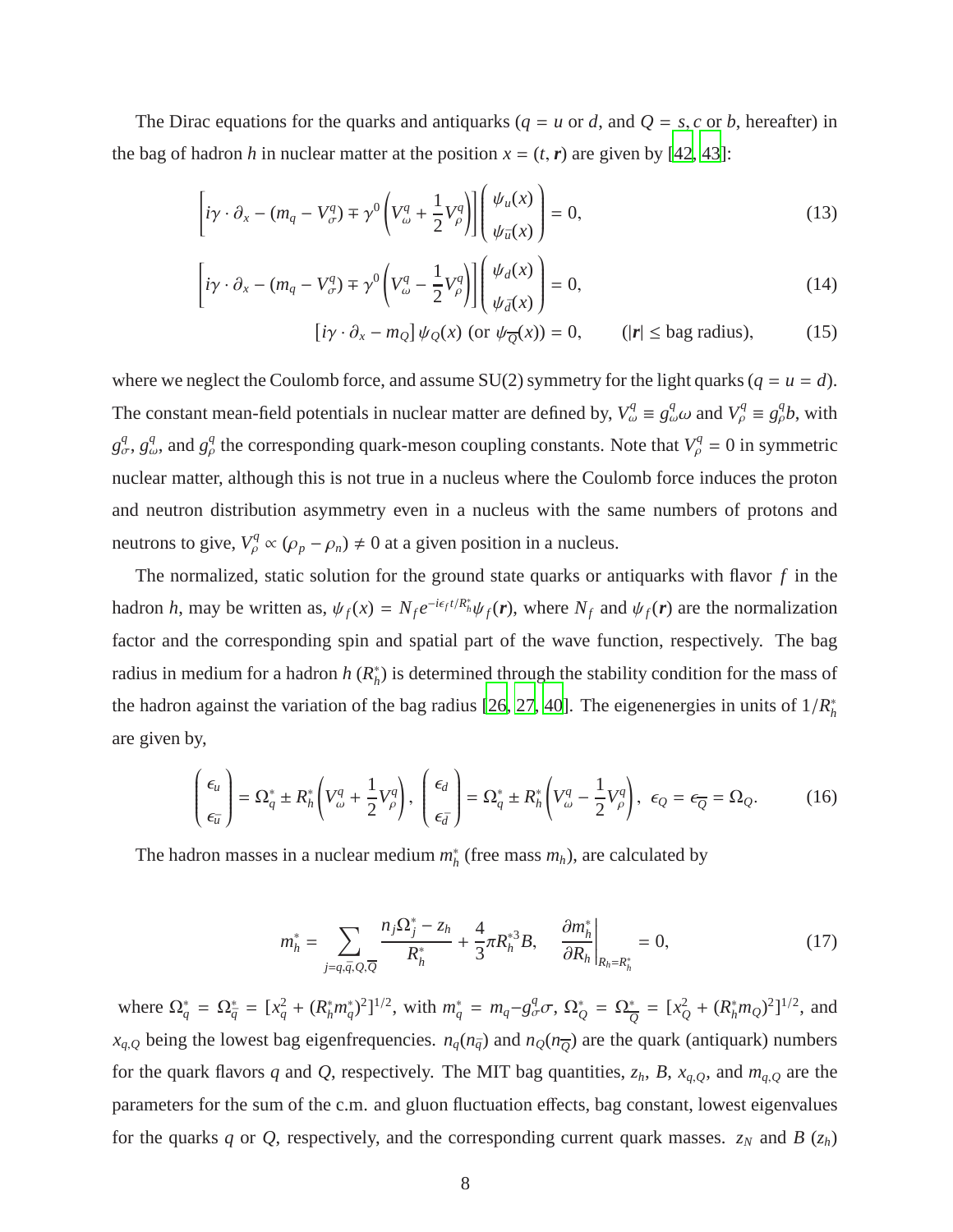The Dirac equations for the quarks and antiquarks ($q = u$ or $d$, and $Q = s, c$ or $b$, hereafter) in the bag of hadron $h$ in nuclear matter at the position $x = (t, \boldsymbol{r})$ are given by [42, 43]:

$$\left[i\gamma \cdot \partial_x - (m_q - V_\sigma^q) \mp \gamma^0 \left(V_\omega^q + \frac{1}{2}V_\rho^q\right)\right] \begin{pmatrix} \psi_u(x) \\ \psi_{\bar{u}}(x) \end{pmatrix} = 0, \tag{13}$$

$$\left[i\gamma \cdot \partial_x - (m_q - V_\sigma^q) \mp \gamma^0 \left(V_\omega^q - \frac{1}{2}V_\rho^q\right)\right] \begin{pmatrix} \psi_d(x) \\ \psi_{\bar{d}}(x) \end{pmatrix} = 0, \tag{14}$$

$$[i\gamma \cdot \partial_x - m_Q]\,\psi_Q(x) \text{ (or } \psi_{\overline{Q}}(x)) = 0, \qquad (|\boldsymbol{r}| \leq \text{bag radius}), \tag{15}$$

where we neglect the Coulomb force, and assume SU(2) symmetry for the light quarks ($q = u = d$). The constant mean-field potentials in nuclear matter are defined by, $V_\omega^q \equiv g_\omega^q \omega$ and $V_\rho^q \equiv g_\rho^q b$, with $g_\sigma^q$, $g_\omega^q$, and $g_\rho^q$ the corresponding quark-meson coupling constants. Note that $V_\rho^q = 0$ in symmetric nuclear matter, although this is not true in a nucleus where the Coulomb force induces the proton and neutron distribution asymmetry even in a nucleus with the same numbers of protons and neutrons to give, $V_\rho^q \propto (\rho_p - \rho_n) \neq 0$ at a given position in a nucleus.

The normalized, static solution for the ground state quarks or antiquarks with flavor $f$ in the hadron $h$, may be written as, $\psi_f(x) = N_f e^{-i\epsilon_f t/R_h^*} \psi_f(\boldsymbol{r})$, where $N_f$ and $\psi_f(\boldsymbol{r})$ are the normalization factor and the corresponding spin and spatial part of the wave function, respectively. The bag radius in medium for a hadron $h$ ($R_h^*$) is determined through the stability condition for the mass of the hadron against the variation of the bag radius [26, 27, 40]. The eigenenergies in units of $1/R_h^*$ are given by,

$$\begin{pmatrix} \epsilon_u \\ \epsilon_{\bar{u}} \end{pmatrix} = \Omega_q^* \pm R_h^* \left(V_\omega^q + \frac{1}{2}V_\rho^q\right), \ \begin{pmatrix} \epsilon_d \\ \epsilon_{\bar{d}} \end{pmatrix} = \Omega_q^* \pm R_h^* \left(V_\omega^q - \frac{1}{2}V_\rho^q\right), \ \epsilon_Q = \epsilon_{\overline{Q}} = \Omega_Q. \tag{16}$$

The hadron masses in a nuclear medium $m_h^*$ (free mass $m_h$), are calculated by

$$m_h^* = \sum_{j=q,\bar{q},Q,\overline{Q}} \frac{n_j \Omega_j^* - z_h}{R_h^*} + \frac{4}{3}\pi R_h^{*3} B, \quad \left.\frac{\partial m_h^*}{\partial R_h}\right|_{R_h = R_h^*} = 0, \tag{17}$$

where $\Omega_q^* = \Omega_{\bar{q}}^* = [x_q^2 + (R_h^* m_q^*)^2]^{1/2}$, with $m_q^* = m_q - g_\sigma^q \sigma$, $\Omega_Q^* = \Omega_{\overline{Q}}^* = [x_Q^2 + (R_h^* m_Q)^2]^{1/2}$, and $x_{q,Q}$ being the lowest bag eigenfrequencies. $n_q(n_{\bar{q}})$ and $n_Q(n_{\overline{Q}})$ are the quark (antiquark) numbers for the quark flavors $q$ and $Q$, respectively. The MIT bag quantities, $z_h$, $B$, $x_{q,Q}$, and $m_{q,Q}$ are the parameters for the sum of the c.m. and gluon fluctuation effects, bag constant, lowest eigenvalues for the quarks $q$ or $Q$, respectively, and the corresponding current quark masses. $z_N$ and $B$ ($z_h$)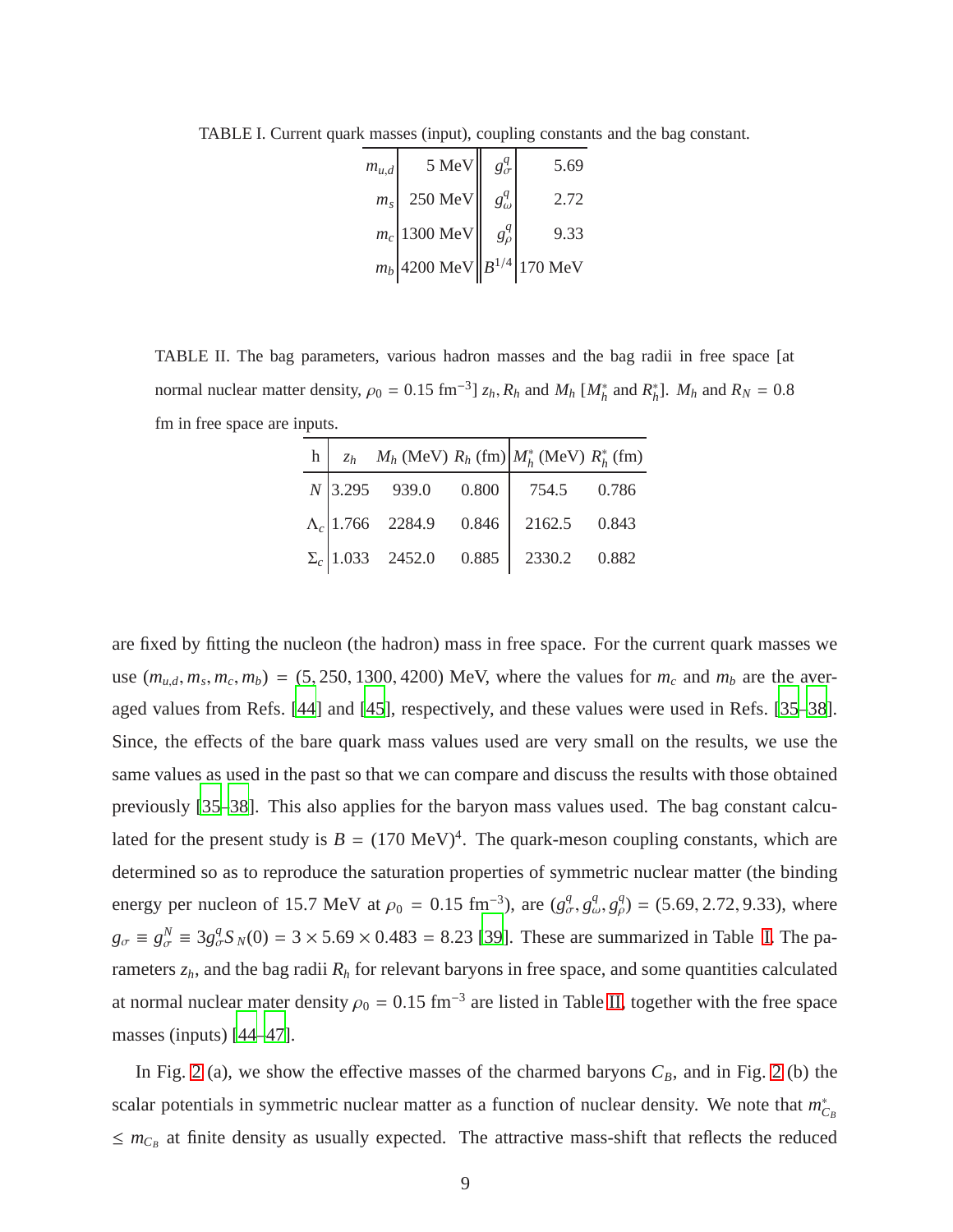TABLE I. Current quark masses (input), coupling constants and the bag constant.

| | | | |
|---|---|---|---|
| $m_{u,d}$ | 5 MeV | $g^q_\sigma$ | 5.69 |
| $m_s$ | 250 MeV | $g^q_\omega$ | 2.72 |
| $m_c$ | 1300 MeV | $g^q_\rho$ | 9.33 |
| $m_b$ | 4200 MeV | $B^{1/4}$ | 170 MeV |

TABLE II. The bag parameters, various hadron masses and the bag radii in free space [at normal nuclear matter density, $\rho_0 = 0.15$ fm$^{-3}$] $z_h, R_h$ and $M_h$ [$M^*_h$ and $R^*_h$]. $M_h$ and $R_N = 0.8$ fm in free space are inputs.

| h | $z_h$ | $M_h$ (MeV) | $R_h$ (fm) | $M^*_h$ (MeV) | $R^*_h$ (fm) |
|---|---|---|---|---|---|
| $N$ | 3.295 | 939.0 | 0.800 | 754.5 | 0.786 |
| $\Lambda_c$ | 1.766 | 2284.9 | 0.846 | 2162.5 | 0.843 |
| $\Sigma_c$ | 1.033 | 2452.0 | 0.885 | 2330.2 | 0.882 |

are fixed by fitting the nucleon (the hadron) mass in free space. For the current quark masses we use $(m_{u,d}, m_s, m_c, m_b) = (5, 250, 1300, 4200)$ MeV, where the values for $m_c$ and $m_b$ are the averaged values from Refs. [44] and [45], respectively, and these values were used in Refs. [35–38]. Since, the effects of the bare quark mass values used are very small on the results, we use the same values as used in the past so that we can compare and discuss the results with those obtained previously [35–38]. This also applies for the baryon mass values used. The bag constant calculated for the present study is $B = (170 \text{ MeV})^4$. The quark-meson coupling constants, which are determined so as to reproduce the saturation properties of symmetric nuclear matter (the binding energy per nucleon of 15.7 MeV at $\rho_0 = 0.15$ fm$^{-3}$), are $(g^q_\sigma, g^q_\omega, g^q_\rho) = (5.69, 2.72, 9.33)$, where $g_\sigma \equiv g^N_\sigma \equiv 3g^q_\sigma S_N(0) = 3 \times 5.69 \times 0.483 = 8.23$ [39]. These are summarized in Table I. The parameters $z_h$, and the bag radii $R_h$ for relevant baryons in free space, and some quantities calculated at normal nuclear mater density $\rho_0 = 0.15$ fm$^{-3}$ are listed in Table II, together with the free space masses (inputs) [44–47].

In Fig. 2 (a), we show the effective masses of the charmed baryons $C_B$, and in Fig. 2 (b) the scalar potentials in symmetric nuclear matter as a function of nuclear density. We note that $m^*_{C_B} \leq m_{C_B}$ at finite density as usually expected. The attractive mass-shift that reflects the reduced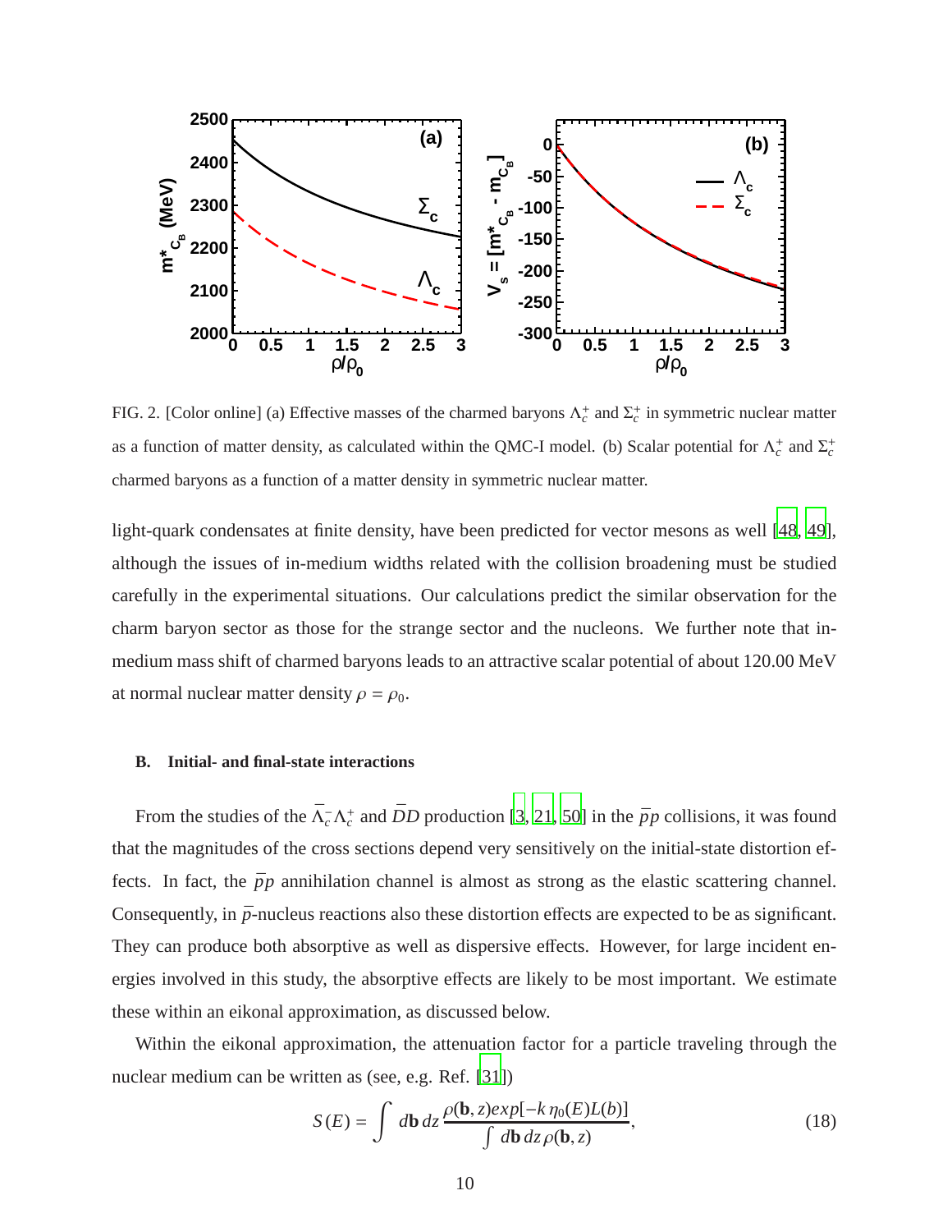FIG. 2. [Color online] (a) Effective masses of the charmed baryons $\Lambda_c^+$ and $\Sigma_c^+$ in symmetric nuclear matter as a function of matter density, as calculated within the QMC-I model. (b) Scalar potential for $\Lambda_c^+$ and $\Sigma_c^+$ charmed baryons as a function of a matter density in symmetric nuclear matter.

light-quark condensates at finite density, have been predicted for vector mesons as well [48, 49], although the issues of in-medium widths related with the collision broadening must be studied carefully in the experimental situations. Our calculations predict the similar observation for the charm baryon sector as those for the strange sector and the nucleons. We further note that in-medium mass shift of charmed baryons leads to an attractive scalar potential of about 120.00 MeV at normal nuclear matter density $\rho = \rho_0$.

### B. Initial- and final-state interactions

From the studies of the $\bar{\Lambda}_c^-\Lambda_c^+$ and $\bar{D}D$ production [3, 21, 50] in the $\bar{p}p$ collisions, it was found that the magnitudes of the cross sections depend very sensitively on the initial-state distortion effects. In fact, the $\bar{p}p$ annihilation channel is almost as strong as the elastic scattering channel. Consequently, in $\bar{p}$-nucleus reactions also these distortion effects are expected to be as significant. They can produce both absorptive as well as dispersive effects. However, for large incident energies involved in this study, the absorptive effects are likely to be most important. We estimate these within an eikonal approximation, as discussed below.

Within the eikonal approximation, the attenuation factor for a particle traveling through the nuclear medium can be written as (see, e.g. Ref. [31])

$$S(E) = \int d\mathbf{b}\, dz \frac{\rho(\mathbf{b}, z) exp[-k\, \eta_0(E) L(b)]}{\int d\mathbf{b}\, dz\, \rho(\mathbf{b}, z)}, \tag{18}$$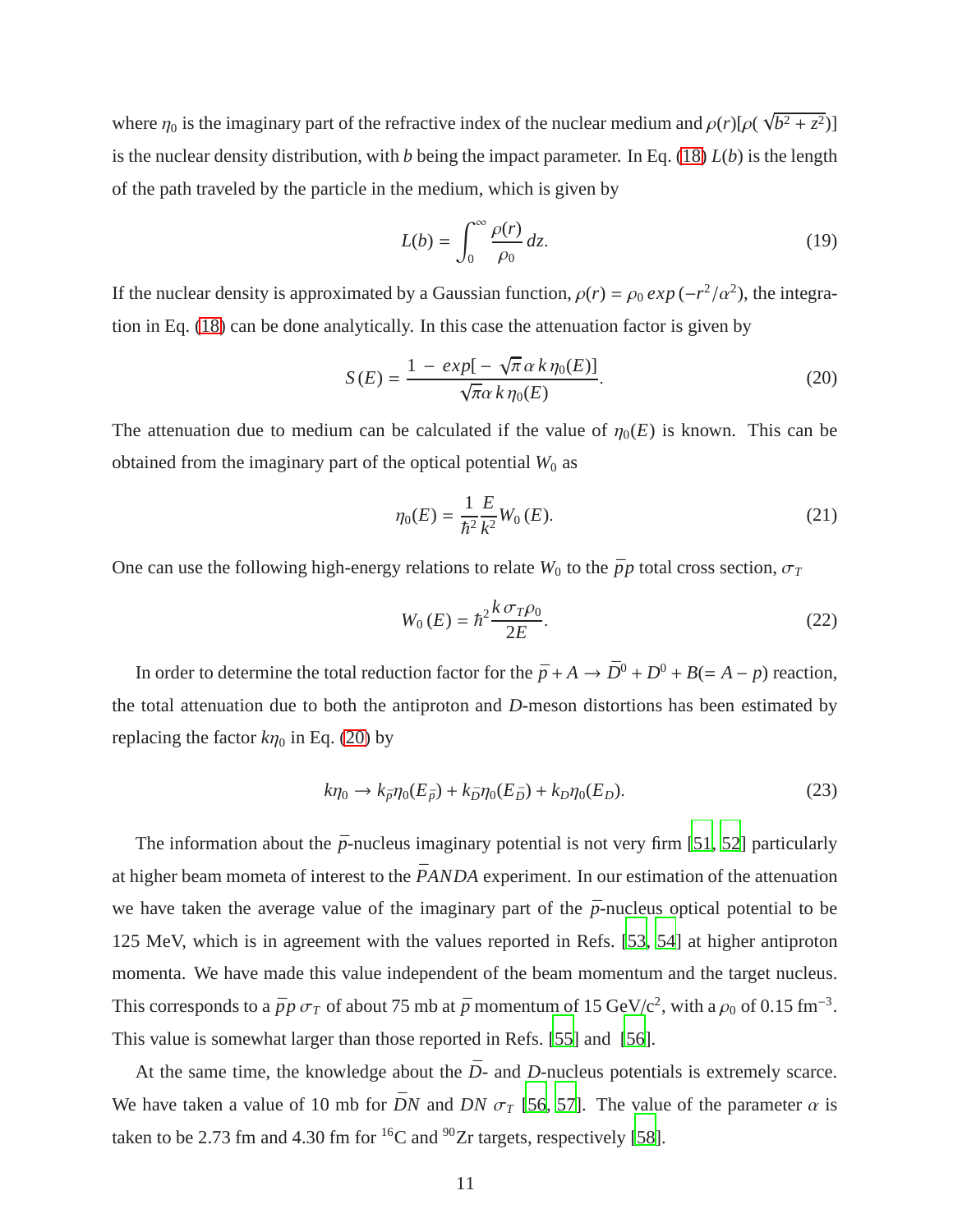where $\eta_0$ is the imaginary part of the refractive index of the nuclear medium and $\rho(r)[\rho(\sqrt{b^2+z^2})]$ is the nuclear density distribution, with $b$ being the impact parameter. In Eq. (18) $L(b)$ is the length of the path traveled by the particle in the medium, which is given by

$$L(b) = \int_0^\infty \frac{\rho(r)}{\rho_0}\, dz. \tag{19}$$

If the nuclear density is approximated by a Gaussian function, $\rho(r) = \rho_0\, exp\,(-r^2/\alpha^2)$, the integration in Eq. (18) can be done analytically. In this case the attenuation factor is given by

$$S(E) = \frac{1 - exp[-\sqrt{\pi}\,\alpha\, k\, \eta_0(E)]}{\sqrt{\pi}\alpha\, k\, \eta_0(E)}. \tag{20}$$

The attenuation due to medium can be calculated if the value of $\eta_0(E)$ is known. This can be obtained from the imaginary part of the optical potential $W_0$ as

$$\eta_0(E) = \frac{1}{\hbar^2}\frac{E}{k^2} W_0\,(E). \tag{21}$$

One can use the following high-energy relations to relate $W_0$ to the $\bar{p}p$ total cross section, $\sigma_T$

$$W_0\,(E) = \hbar^2 \frac{k\,\sigma_T \rho_0}{2E}. \tag{22}$$

In order to determine the total reduction factor for the $\bar{p} + A \rightarrow \bar{D}^0 + D^0 + B(= A - p)$ reaction, the total attenuation due to both the antiproton and $D$-meson distortions has been estimated by replacing the factor $k\eta_0$ in Eq. (20) by

$$k\eta_0 \rightarrow k_{\bar{p}}\eta_0(E_{\bar{p}}) + k_{\bar{D}}\eta_0(E_{\bar{D}}) + k_D\eta_0(E_D). \tag{23}$$

The information about the $\bar{p}$-nucleus imaginary potential is not very firm [51, 52] particularly at higher beam mometa of interest to the $\bar{P}ANDA$ experiment. In our estimation of the attenuation we have taken the average value of the imaginary part of the $\bar{p}$-nucleus optical potential to be 125 MeV, which is in agreement with the values reported in Refs. [53, 54] at higher antiproton momenta. We have made this value independent of the beam momentum and the target nucleus. This corresponds to a $\bar{p}p$ $\sigma_T$ of about 75 mb at $\bar{p}$ momentum of 15 GeV/c$^2$, with a $\rho_0$ of 0.15 fm$^{-3}$. This value is somewhat larger than those reported in Refs. [55] and [56].

At the same time, the knowledge about the $\bar{D}$- and $D$-nucleus potentials is extremely scarce. We have taken a value of 10 mb for $\bar{D}N$ and $DN$ $\sigma_T$ [56, 57]. The value of the parameter $\alpha$ is taken to be 2.73 fm and 4.30 fm for $^{16}$C and $^{90}$Zr targets, respectively [58].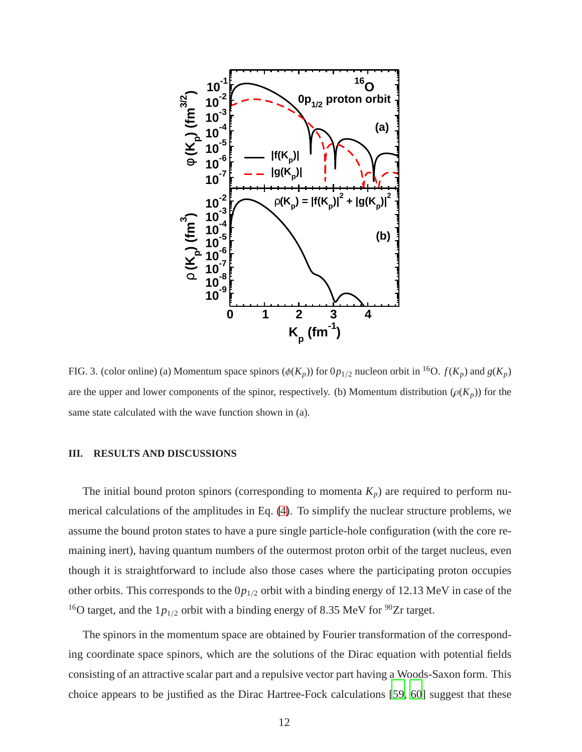FIG. 3. (color online) (a) Momentum space spinors ($\phi(K_p)$) for $0p_{1/2}$ nucleon orbit in $^{16}$O. $f(K_p)$ and $g(K_p)$ are the upper and lower components of the spinor, respectively. (b) Momentum distribution ($\rho(K_p)$) for the same state calculated with the wave function shown in (a).

## III. RESULTS AND DISCUSSIONS

The initial bound proton spinors (corresponding to momenta $K_p$) are required to perform numerical calculations of the amplitudes in Eq. (4). To simplify the nuclear structure problems, we assume the bound proton states to have a pure single particle-hole configuration (with the core remaining inert), having quantum numbers of the outermost proton orbit of the target nucleus, even though it is straightforward to include also those cases where the participating proton occupies other orbits. This corresponds to the $0p_{1/2}$ orbit with a binding energy of 12.13 MeV in case of the $^{16}$O target, and the $1p_{1/2}$ orbit with a binding energy of 8.35 MeV for $^{90}$Zr target.

The spinors in the momentum space are obtained by Fourier transformation of the corresponding coordinate space spinors, which are the solutions of the Dirac equation with potential fields consisting of an attractive scalar part and a repulsive vector part having a Woods-Saxon form. This choice appears to be justified as the Dirac Hartree-Fock calculations [59, 60] suggest that these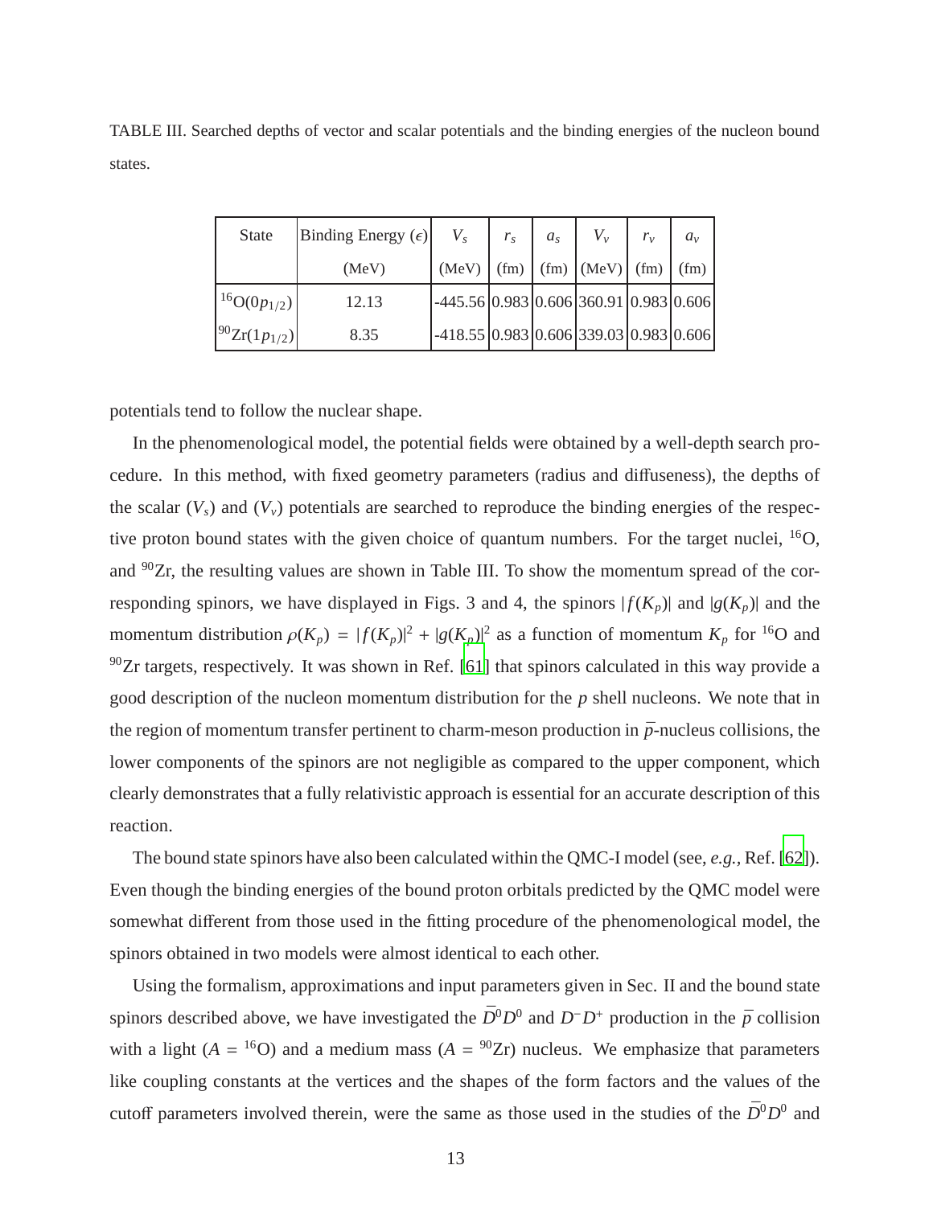TABLE III. Searched depths of vector and scalar potentials and the binding energies of the nucleon bound states.

| State | Binding Energy ($\epsilon$) | $V_s$ | $r_s$ | $a_s$ | $V_v$ | $r_v$ | $a_v$ |
|---|---|---|---|---|---|---|---|
| | (MeV) | (MeV) | (fm) | (fm) | (MeV) | (fm) | (fm) |
| $^{16}$O($0p_{1/2}$) | 12.13 | -445.56 | 0.983 | 0.606 | 360.91 | 0.983 | 0.606 |
| $^{90}$Zr($1p_{1/2}$) | 8.35 | -418.55 | 0.983 | 0.606 | 339.03 | 0.983 | 0.606 |

potentials tend to follow the nuclear shape.

In the phenomenological model, the potential fields were obtained by a well-depth search procedure. In this method, with fixed geometry parameters (radius and diffuseness), the depths of the scalar ($V_s$) and ($V_v$) potentials are searched to reproduce the binding energies of the respective proton bound states with the given choice of quantum numbers. For the target nuclei, $^{16}$O, and $^{90}$Zr, the resulting values are shown in Table III. To show the momentum spread of the corresponding spinors, we have displayed in Figs. 3 and 4, the spinors $|f(K_p)|$ and $|g(K_p)|$ and the momentum distribution $\rho(K_p) = |f(K_p)|^2 + |g(K_p)|^2$ as a function of momentum $K_p$ for $^{16}$O and $^{90}$Zr targets, respectively. It was shown in Ref. [61] that spinors calculated in this way provide a good description of the nucleon momentum distribution for the $p$ shell nucleons. We note that in the region of momentum transfer pertinent to charm-meson production in $\bar{p}$-nucleus collisions, the lower components of the spinors are not negligible as compared to the upper component, which clearly demonstrates that a fully relativistic approach is essential for an accurate description of this reaction.

The bound state spinors have also been calculated within the QMC-I model (see, *e.g.*, Ref. [62]). Even though the binding energies of the bound proton orbitals predicted by the QMC model were somewhat different from those used in the fitting procedure of the phenomenological model, the spinors obtained in two models were almost identical to each other.

Using the formalism, approximations and input parameters given in Sec. II and the bound state spinors described above, we have investigated the $\bar{D}^0D^0$ and $D^-D^+$ production in the $\bar{p}$ collision with a light ($A$ = $^{16}$O) and a medium mass ($A$ = $^{90}$Zr) nucleus. We emphasize that parameters like coupling constants at the vertices and the shapes of the form factors and the values of the cutoff parameters involved therein, were the same as those used in the studies of the $\bar{D}^0D^0$ and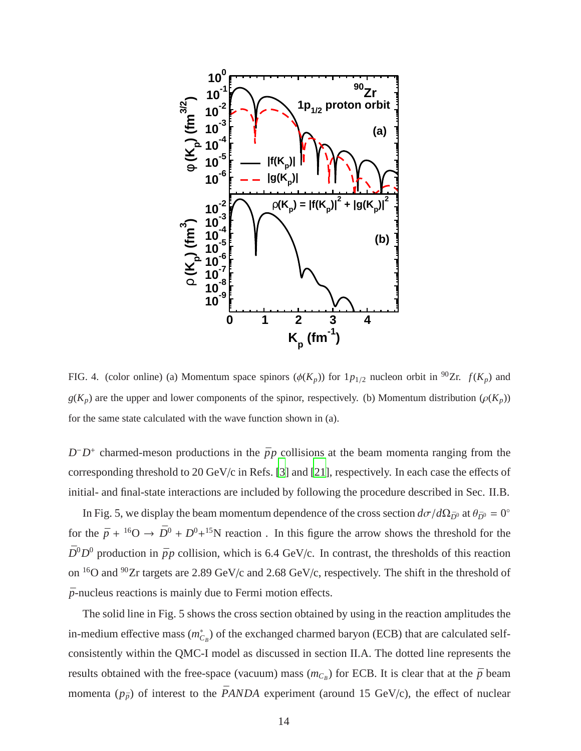FIG. 4. (color online) (a) Momentum space spinors ($\phi(K_p)$) for $1p_{1/2}$ nucleon orbit in $^{90}$Zr. $f(K_p)$ and $g(K_p)$ are the upper and lower components of the spinor, respectively. (b) Momentum distribution ($\rho(K_p)$) for the same state calculated with the wave function shown in (a).

$D^-D^+$ charmed-meson productions in the $\bar{p}p$ collisions at the beam momenta ranging from the corresponding threshold to 20 GeV/c in Refs. [3] and [21], respectively. In each case the effects of initial- and final-state interactions are included by following the procedure described in Sec. II.B.

In Fig. 5, we display the beam momentum dependence of the cross section $d\sigma/d\Omega_{\bar{D}^0}$ at $\theta_{\bar{D}^0} = 0^\circ$ for the $\bar{p} + {}^{16}\text{O} \rightarrow \bar{D}^0 + D^0 + {}^{15}\text{N}$ reaction . In this figure the arrow shows the threshold for the $\bar{D}^0 D^0$ production in $\bar{p}p$ collision, which is 6.4 GeV/c. In contrast, the thresholds of this reaction on $^{16}$O and $^{90}$Zr targets are 2.89 GeV/c and 2.68 GeV/c, respectively. The shift in the threshold of $\bar{p}$-nucleus reactions is mainly due to Fermi motion effects.

The solid line in Fig. 5 shows the cross section obtained by using in the reaction amplitudes the in-medium effective mass ($m^*_{C_B}$) of the exchanged charmed baryon (ECB) that are calculated self-consistently within the QMC-I model as discussed in section II.A. The dotted line represents the results obtained with the free-space (vacuum) mass ($m_{C_B}$) for ECB. It is clear that at the $\bar{p}$ beam momenta ($p_{\bar{p}}$) of interest to the $\bar{P}ANDA$ experiment (around 15 GeV/c), the effect of nuclear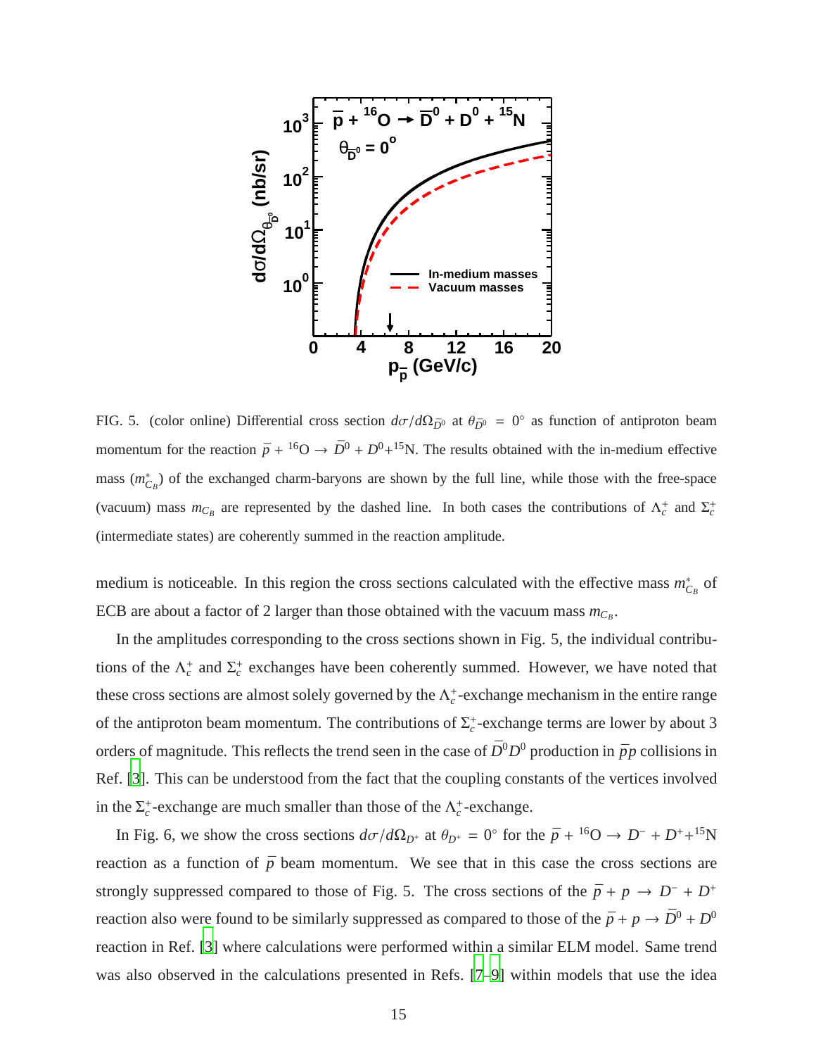FIG. 5. (color online) Differential cross section $d\sigma/d\Omega_{\bar{D}^0}$ at $\theta_{\bar{D}^0} = 0°$ as function of antiproton beam momentum for the reaction $\bar{p} + {}^{16}\text{O} \rightarrow \bar{D}^0 + D^0 + {}^{15}\text{N}$. The results obtained with the in-medium effective mass ($m^*_{C_B}$) of the exchanged charm-baryons are shown by the full line, while those with the free-space (vacuum) mass $m_{C_B}$ are represented by the dashed line. In both cases the contributions of $\Lambda_c^+$ and $\Sigma_c^+$ (intermediate states) are coherently summed in the reaction amplitude.

medium is noticeable. In this region the cross sections calculated with the effective mass $m^*_{C_B}$ of ECB are about a factor of 2 larger than those obtained with the vacuum mass $m_{C_B}$.

In the amplitudes corresponding to the cross sections shown in Fig. 5, the individual contributions of the $\Lambda_c^+$ and $\Sigma_c^+$ exchanges have been coherently summed. However, we have noted that these cross sections are almost solely governed by the $\Lambda_c^+$-exchange mechanism in the entire range of the antiproton beam momentum. The contributions of $\Sigma_c^+$-exchange terms are lower by about 3 orders of magnitude. This reflects the trend seen in the case of $\bar{D}^0 D^0$ production in $\bar{p}p$ collisions in Ref. [3]. This can be understood from the fact that the coupling constants of the vertices involved in the $\Sigma_c^+$-exchange are much smaller than those of the $\Lambda_c^+$-exchange.

In Fig. 6, we show the cross sections $d\sigma/d\Omega_{D^+}$ at $\theta_{D^+} = 0°$ for the $\bar{p} + {}^{16}\text{O} \rightarrow D^- + D^+ + {}^{15}\text{N}$ reaction as a function of $\bar{p}$ beam momentum. We see that in this case the cross sections are strongly suppressed compared to those of Fig. 5. The cross sections of the $\bar{p} + p \rightarrow D^- + D^+$ reaction also were found to be similarly suppressed as compared to those of the $\bar{p} + p \rightarrow \bar{D}^0 + D^0$ reaction in Ref. [3] where calculations were performed within a similar ELM model. Same trend was also observed in the calculations presented in Refs. [7–9] within models that use the idea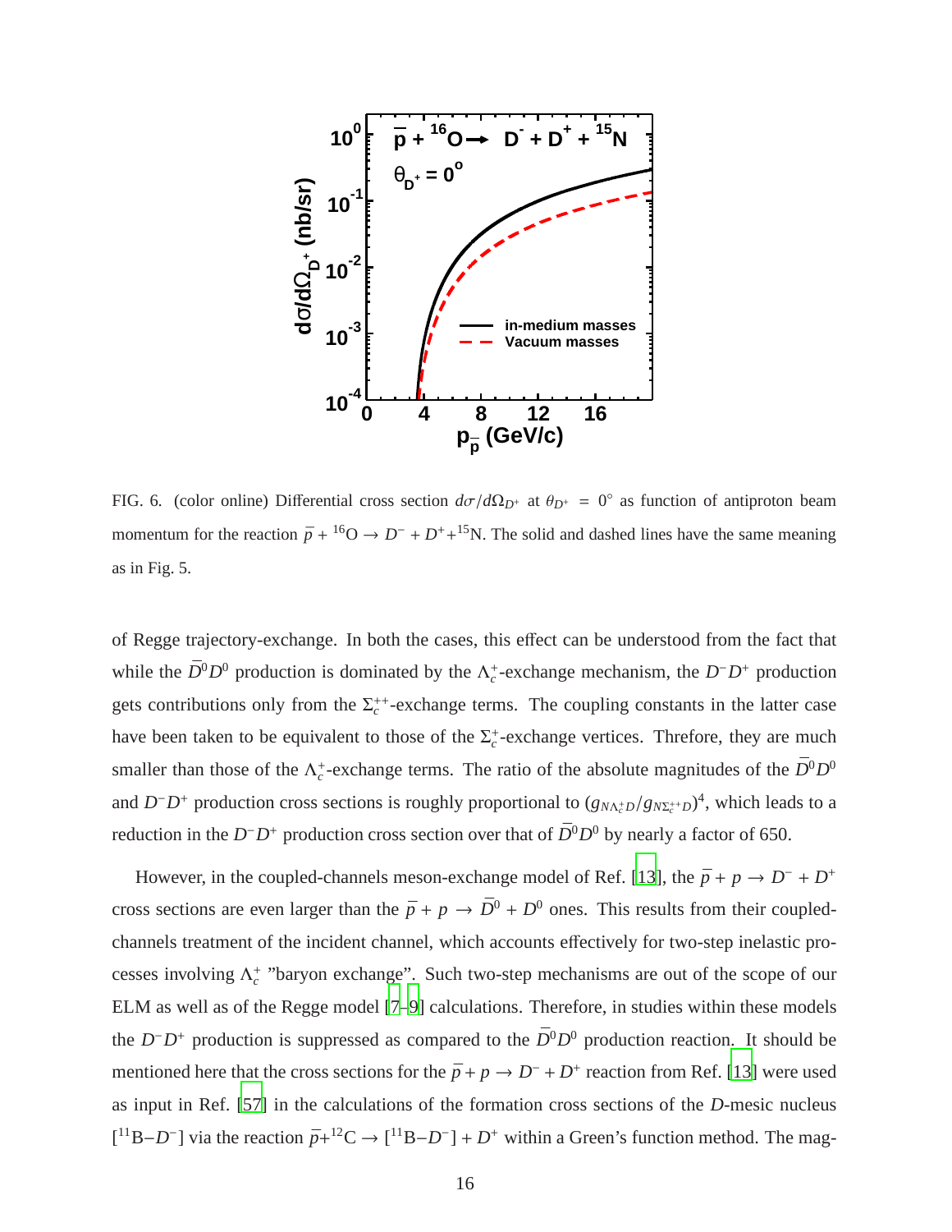FIG. 6. (color online) Differential cross section $d\sigma/d\Omega_{D^+}$ at $\theta_{D^+} = 0^\circ$ as function of antiproton beam momentum for the reaction $\bar{p} + {}^{16}\text{O} \rightarrow D^- + D^+ + {}^{15}\text{N}$. The solid and dashed lines have the same meaning as in Fig. 5.

of Regge trajectory-exchange. In both the cases, this effect can be understood from the fact that while the $\bar{D}^0 D^0$ production is dominated by the $\Lambda_c^+$-exchange mechanism, the $D^- D^+$ production gets contributions only from the $\Sigma_c^{++}$-exchange terms. The coupling constants in the latter case have been taken to be equivalent to those of the $\Sigma_c^+$-exchange vertices. Threfore, they are much smaller than those of the $\Lambda_c^+$-exchange terms. The ratio of the absolute magnitudes of the $\bar{D}^0 D^0$ and $D^- D^+$ production cross sections is roughly proportional to $(g_{N\Lambda_c^+ D}/g_{N\Sigma_c^{++} D})^4$, which leads to a reduction in the $D^- D^+$ production cross section over that of $\bar{D}^0 D^0$ by nearly a factor of 650.

However, in the coupled-channels meson-exchange model of Ref. [13], the $\bar{p} + p \rightarrow D^- + D^+$ cross sections are even larger than the $\bar{p} + p \rightarrow \bar{D}^0 + D^0$ ones. This results from their coupled-channels treatment of the incident channel, which accounts effectively for two-step inelastic processes involving $\Lambda_c^+$ "baryon exchange". Such two-step mechanisms are out of the scope of our ELM as well as of the Regge model [7–9] calculations. Therefore, in studies within these models the $D^- D^+$ production is suppressed as compared to the $\bar{D}^0 D^0$ production reaction. It should be mentioned here that the cross sections for the $\bar{p} + p \rightarrow D^- + D^+$ reaction from Ref. [13] were used as input in Ref. [57] in the calculations of the formation cross sections of the $D$-mesic nucleus $[{}^{11}\text{B}{-}D^-]$ via the reaction $\bar{p} + {}^{12}\text{C} \rightarrow [{}^{11}\text{B}{-}D^-] + D^+$ within a Green's function method. The mag-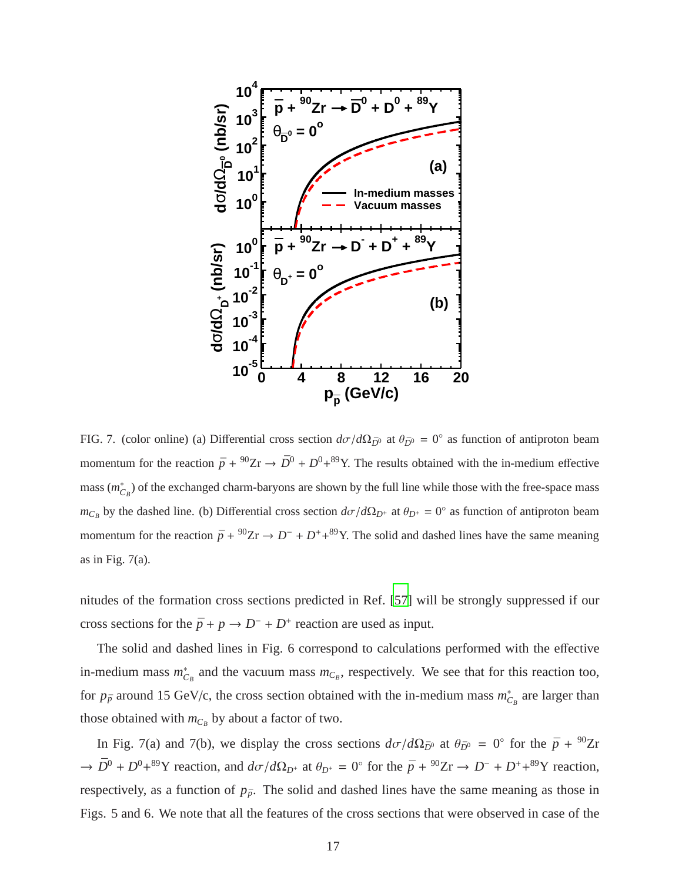FIG. 7. (color online) (a) Differential cross section $d\sigma/d\Omega_{\bar{D}^0}$ at $\theta_{\bar{D}^0} = 0^\circ$ as function of antiproton beam momentum for the reaction $\bar{p} + {}^{90}\text{Zr} \rightarrow \bar{D}^0 + D^0 + {}^{89}\text{Y}$. The results obtained with the in-medium effective mass ($m^*_{C_B}$) of the exchanged charm-baryons are shown by the full line while those with the free-space mass $m_{C_B}$ by the dashed line. (b) Differential cross section $d\sigma/d\Omega_{D^+}$ at $\theta_{D^+} = 0^\circ$ as function of antiproton beam momentum for the reaction $\bar{p} + {}^{90}\text{Zr} \rightarrow D^- + D^+ + {}^{89}\text{Y}$. The solid and dashed lines have the same meaning as in Fig. 7(a).

nitudes of the formation cross sections predicted in Ref. [57] will be strongly suppressed if our cross sections for the $\bar{p} + p \rightarrow D^- + D^+$ reaction are used as input.

The solid and dashed lines in Fig. 6 correspond to calculations performed with the effective in-medium mass $m^*_{C_B}$ and the vacuum mass $m_{C_B}$, respectively. We see that for this reaction too, for $p_{\bar{p}}$ around 15 GeV/c, the cross section obtained with the in-medium mass $m^*_{C_B}$ are larger than those obtained with $m_{C_B}$ by about a factor of two.

In Fig. 7(a) and 7(b), we display the cross sections $d\sigma/d\Omega_{\bar{D}^0}$ at $\theta_{\bar{D}^0} = 0^\circ$ for the $\bar{p} + {}^{90}\text{Zr} \rightarrow \bar{D}^0 + D^0 + {}^{89}\text{Y}$ reaction, and $d\sigma/d\Omega_{D^+}$ at $\theta_{D^+} = 0^\circ$ for the $\bar{p} + {}^{90}\text{Zr} \rightarrow D^- + D^+ + {}^{89}\text{Y}$ reaction, respectively, as a function of $p_{\bar{p}}$. The solid and dashed lines have the same meaning as those in Figs. 5 and 6. We note that all the features of the cross sections that were observed in case of the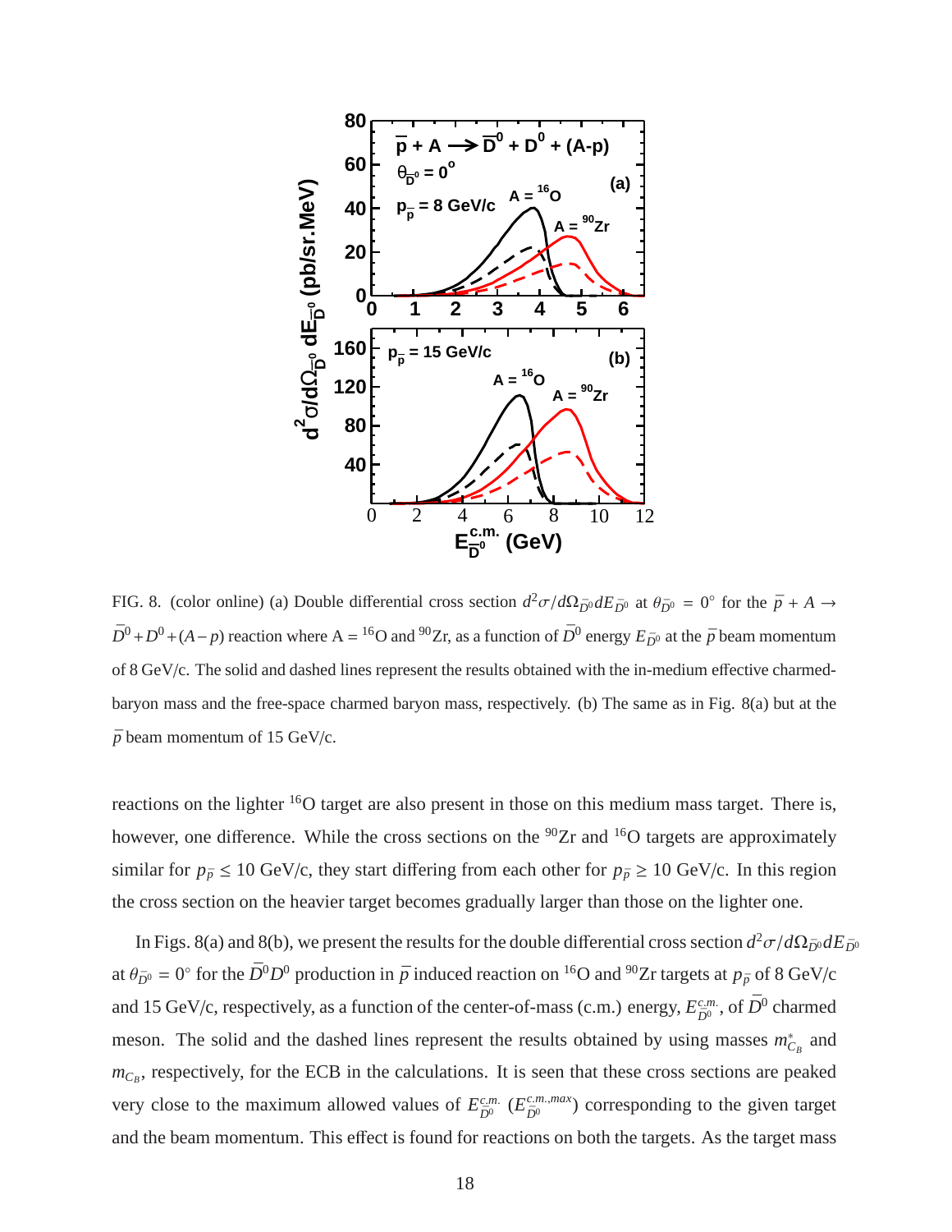FIG. 8. (color online) (a) Double differential cross section $d^2\sigma/d\Omega_{\bar{D}^0}dE_{\bar{D}^0}$ at $\theta_{\bar{D}^0} = 0^\circ$ for the $\bar{p} + A \to \bar{D}^0 + D^0 + (A-p)$ reaction where A = $^{16}$O and $^{90}$Zr, as a function of $\bar{D}^0$ energy $E_{\bar{D}^0}$ at the $\bar{p}$ beam momentum of 8 GeV/c. The solid and dashed lines represent the results obtained with the in-medium effective charmed-baryon mass and the free-space charmed baryon mass, respectively. (b) The same as in Fig. 8(a) but at the $\bar{p}$ beam momentum of 15 GeV/c.

reactions on the lighter $^{16}$O target are also present in those on this medium mass target. There is, however, one difference. While the cross sections on the $^{90}$Zr and $^{16}$O targets are approximately similar for $p_{\bar{p}} \leq 10$ GeV/c, they start differing from each other for $p_{\bar{p}} \geq 10$ GeV/c. In this region the cross section on the heavier target becomes gradually larger than those on the lighter one.

In Figs. 8(a) and 8(b), we present the results for the double differential cross section $d^2\sigma/d\Omega_{\bar{D}^0}dE_{\bar{D}^0}$ at $\theta_{\bar{D}^0} = 0^\circ$ for the $\bar{D}^0 D^0$ production in $\bar{p}$ induced reaction on $^{16}$O and $^{90}$Zr targets at $p_{\bar{p}}$ of 8 GeV/c and 15 GeV/c, respectively, as a function of the center-of-mass (c.m.) energy, $E_{\bar{D}^0}^{c.m.}$, of $\bar{D}^0$ charmed meson. The solid and the dashed lines represent the results obtained by using masses $m^*_{C_B}$ and $m_{C_B}$, respectively, for the ECB in the calculations. It is seen that these cross sections are peaked very close to the maximum allowed values of $E_{\bar{D}^0}^{c.m.}$ ($E_{\bar{D}^0}^{c.m.,max}$) corresponding to the given target and the beam momentum. This effect is found for reactions on both the targets. As the target mass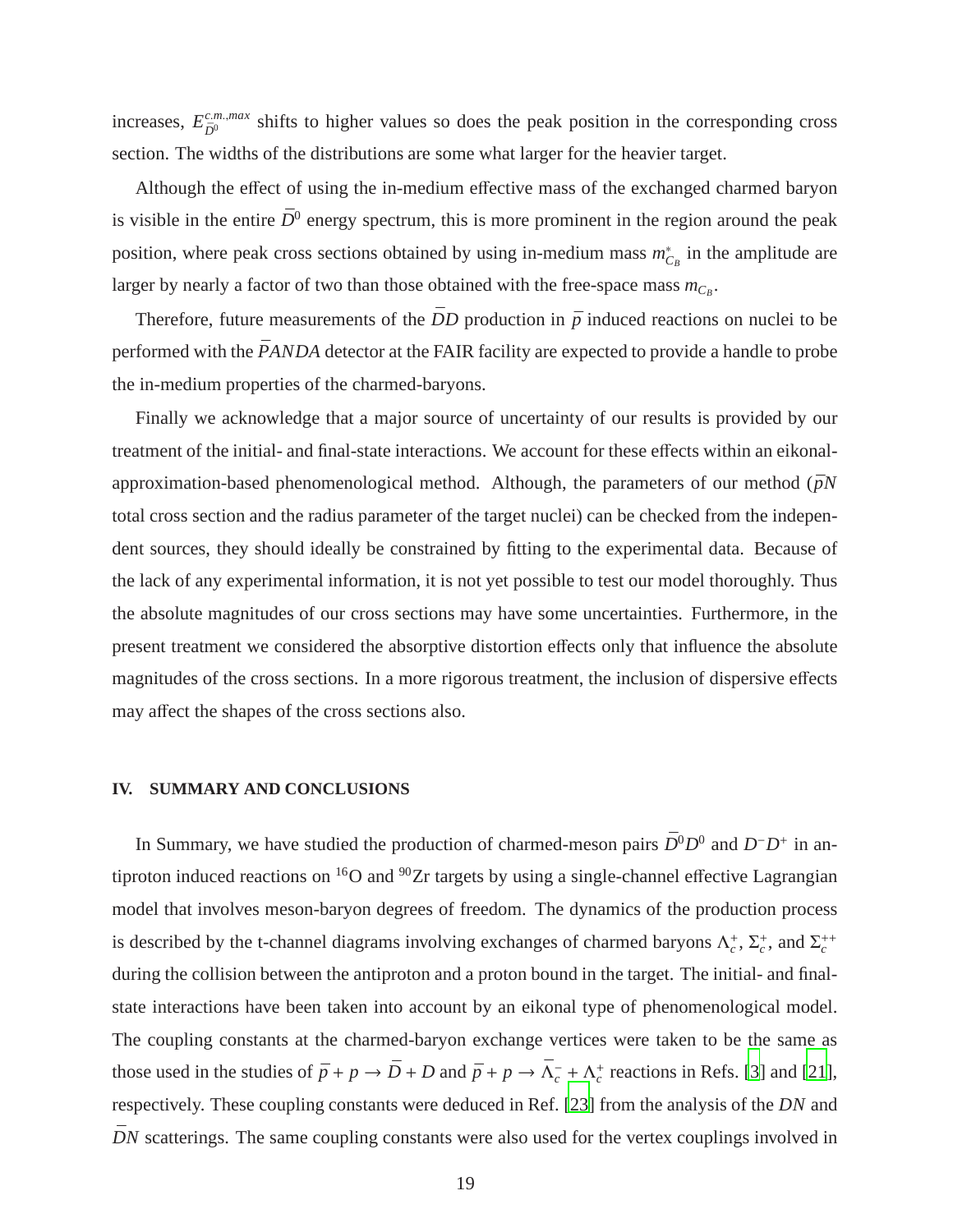increases, $E_{\bar{D}^0}^{c.m.,max}$ shifts to higher values so does the peak position in the corresponding cross section. The widths of the distributions are some what larger for the heavier target.

Although the effect of using the in-medium effective mass of the exchanged charmed baryon is visible in the entire $\bar{D}^0$ energy spectrum, this is more prominent in the region around the peak position, where peak cross sections obtained by using in-medium mass $m^*_{C_B}$ in the amplitude are larger by nearly a factor of two than those obtained with the free-space mass $m_{C_B}$.

Therefore, future measurements of the $\bar{D}D$ production in $\bar{p}$ induced reactions on nuclei to be performed with the $\bar{P}ANDA$ detector at the FAIR facility are expected to provide a handle to probe the in-medium properties of the charmed-baryons.

Finally we acknowledge that a major source of uncertainty of our results is provided by our treatment of the initial- and final-state interactions. We account for these effects within an eikonal-approximation-based phenomenological method. Although, the parameters of our method ($\bar{p}N$ total cross section and the radius parameter of the target nuclei) can be checked from the independent sources, they should ideally be constrained by fitting to the experimental data. Because of the lack of any experimental information, it is not yet possible to test our model thoroughly. Thus the absolute magnitudes of our cross sections may have some uncertainties. Furthermore, in the present treatment we considered the absorptive distortion effects only that influence the absolute magnitudes of the cross sections. In a more rigorous treatment, the inclusion of dispersive effects may affect the shapes of the cross sections also.

## IV. SUMMARY AND CONCLUSIONS

In Summary, we have studied the production of charmed-meson pairs $\bar{D}^0D^0$ and $D^-D^+$ in antiproton induced reactions on $^{16}$O and $^{90}$Zr targets by using a single-channel effective Lagrangian model that involves meson-baryon degrees of freedom. The dynamics of the production process is described by the t-channel diagrams involving exchanges of charmed baryons $\Lambda_c^+$, $\Sigma_c^+$, and $\Sigma_c^{++}$ during the collision between the antiproton and a proton bound in the target. The initial- and final-state interactions have been taken into account by an eikonal type of phenomenological model. The coupling constants at the charmed-baryon exchange vertices were taken to be the same as those used in the studies of $\bar{p} + p \to \bar{D} + D$ and $\bar{p} + p \to \bar{\Lambda}_c^- + \Lambda_c^+$ reactions in Refs. [3] and [21], respectively. These coupling constants were deduced in Ref. [23] from the analysis of the $DN$ and $\bar{D}N$ scatterings. The same coupling constants were also used for the vertex couplings involved in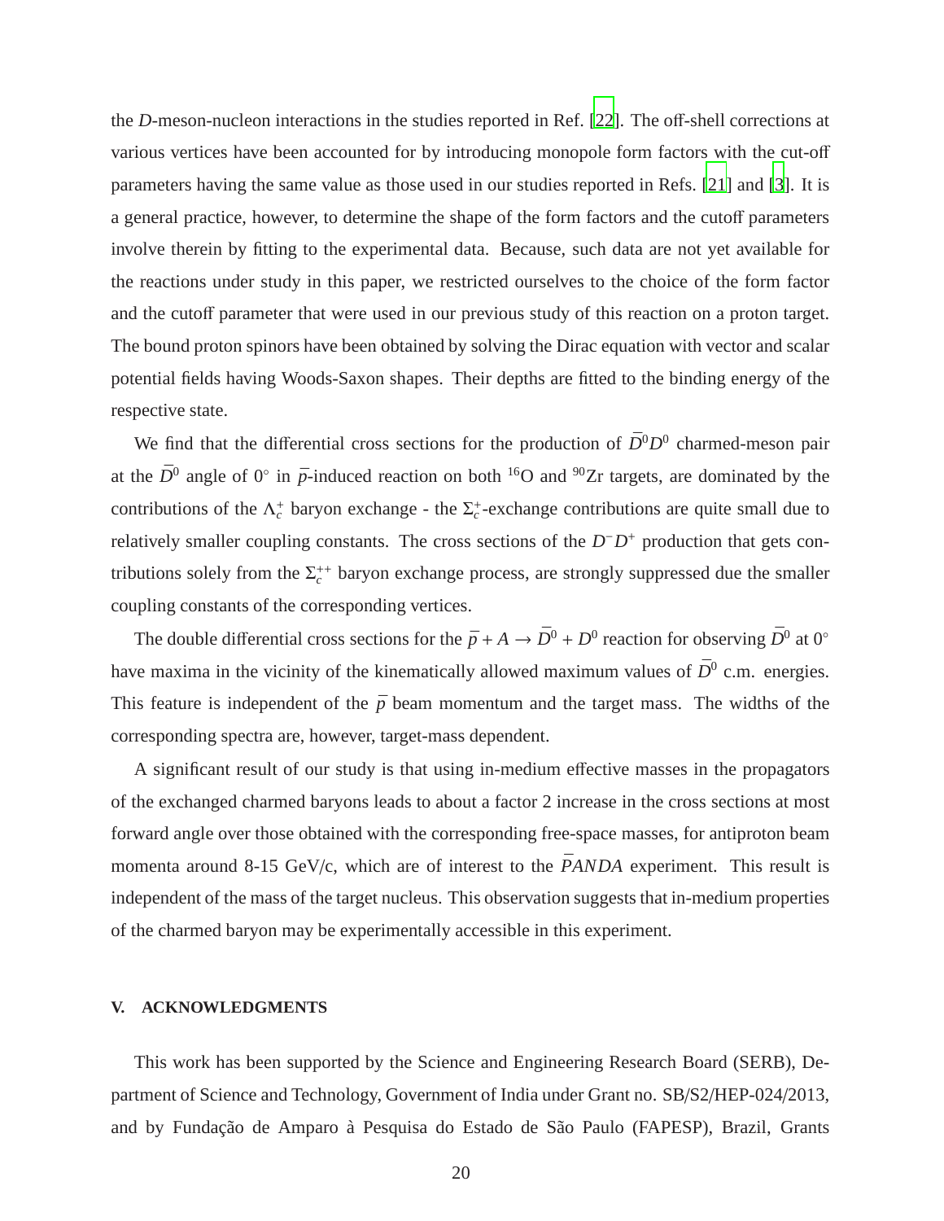the $D$-meson-nucleon interactions in the studies reported in Ref. [22]. The off-shell corrections at various vertices have been accounted for by introducing monopole form factors with the cut-off parameters having the same value as those used in our studies reported in Refs. [21] and [3]. It is a general practice, however, to determine the shape of the form factors and the cutoff parameters involve therein by fitting to the experimental data. Because, such data are not yet available for the reactions under study in this paper, we restricted ourselves to the choice of the form factor and the cutoff parameter that were used in our previous study of this reaction on a proton target. The bound proton spinors have been obtained by solving the Dirac equation with vector and scalar potential fields having Woods-Saxon shapes. Their depths are fitted to the binding energy of the respective state.

We find that the differential cross sections for the production of $\bar{D}^0 D^0$ charmed-meson pair at the $\bar{D}^0$ angle of $0^\circ$ in $\bar{p}$-induced reaction on both $^{16}$O and $^{90}$Zr targets, are dominated by the contributions of the $\Lambda_c^+$ baryon exchange - the $\Sigma_c^+$-exchange contributions are quite small due to relatively smaller coupling constants. The cross sections of the $D^- D^+$ production that gets contributions solely from the $\Sigma_c^{++}$ baryon exchange process, are strongly suppressed due the smaller coupling constants of the corresponding vertices.

The double differential cross sections for the $\bar{p} + A \rightarrow \bar{D}^0 + D^0$ reaction for observing $\bar{D}^0$ at $0^\circ$ have maxima in the vicinity of the kinematically allowed maximum values of $\bar{D}^0$ c.m. energies. This feature is independent of the $\bar{p}$ beam momentum and the target mass. The widths of the corresponding spectra are, however, target-mass dependent.

A significant result of our study is that using in-medium effective masses in the propagators of the exchanged charmed baryons leads to about a factor 2 increase in the cross sections at most forward angle over those obtained with the corresponding free-space masses, for antiproton beam momenta around 8-15 GeV/c, which are of interest to the $\bar{P}ANDA$ experiment. This result is independent of the mass of the target nucleus. This observation suggests that in-medium properties of the charmed baryon may be experimentally accessible in this experiment.

## V. ACKNOWLEDGMENTS

This work has been supported by the Science and Engineering Research Board (SERB), Department of Science and Technology, Government of India under Grant no. SB/S2/HEP-024/2013, and by Fundação de Amparo à Pesquisa do Estado de São Paulo (FAPESP), Brazil, Grants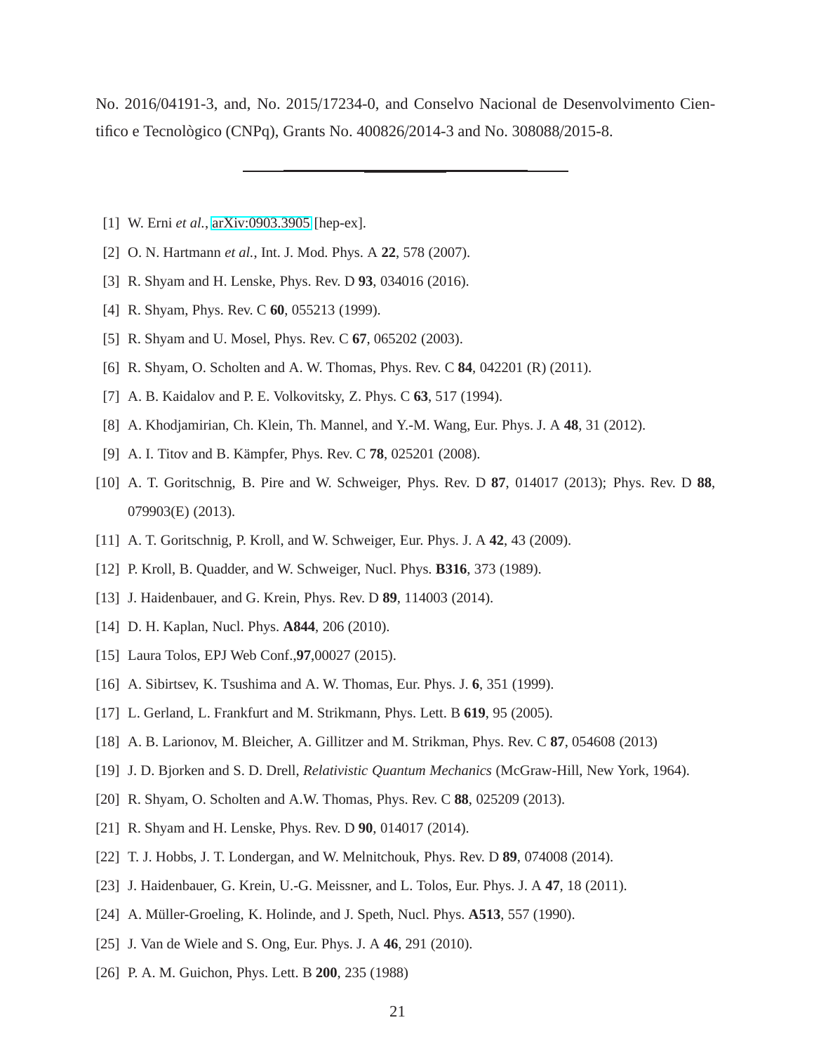No. 2016/04191-3, and, No. 2015/17234-0, and Conselvo Nacional de Desenvolvimento Cientifico e Tecnològico (CNPq), Grants No. 400826/2014-3 and No. 308088/2015-8.

---

[1] W. Erni *et al.*, arXiv:0903.3905 [hep-ex].

[2] O. N. Hartmann *et al.*, Int. J. Mod. Phys. A **22**, 578 (2007).

[3] R. Shyam and H. Lenske, Phys. Rev. D **93**, 034016 (2016).

[4] R. Shyam, Phys. Rev. C **60**, 055213 (1999).

[5] R. Shyam and U. Mosel, Phys. Rev. C **67**, 065202 (2003).

[6] R. Shyam, O. Scholten and A. W. Thomas, Phys. Rev. C **84**, 042201 (R) (2011).

[7] A. B. Kaidalov and P. E. Volkovitsky, Z. Phys. C **63**, 517 (1994).

[8] A. Khodjamirian, Ch. Klein, Th. Mannel, and Y.-M. Wang, Eur. Phys. J. A **48**, 31 (2012).

[9] A. I. Titov and B. Kämpfer, Phys. Rev. C **78**, 025201 (2008).

[10] A. T. Goritschnig, B. Pire and W. Schweiger, Phys. Rev. D **87**, 014017 (2013); Phys. Rev. D **88**, 079903(E) (2013).

[11] A. T. Goritschnig, P. Kroll, and W. Schweiger, Eur. Phys. J. A **42**, 43 (2009).

[12] P. Kroll, B. Quadder, and W. Schweiger, Nucl. Phys. **B316**, 373 (1989).

[13] J. Haidenbauer, and G. Krein, Phys. Rev. D **89**, 114003 (2014).

[14] D. H. Kaplan, Nucl. Phys. **A844**, 206 (2010).

[15] Laura Tolos, EPJ Web Conf.,**97**,00027 (2015).

[16] A. Sibirtsev, K. Tsushima and A. W. Thomas, Eur. Phys. J. **6**, 351 (1999).

[17] L. Gerland, L. Frankfurt and M. Strikmann, Phys. Lett. B **619**, 95 (2005).

[18] A. B. Larionov, M. Bleicher, A. Gillitzer and M. Strikman, Phys. Rev. C **87**, 054608 (2013)

[19] J. D. Bjorken and S. D. Drell, *Relativistic Quantum Mechanics* (McGraw-Hill, New York, 1964).

[20] R. Shyam, O. Scholten and A.W. Thomas, Phys. Rev. C **88**, 025209 (2013).

[21] R. Shyam and H. Lenske, Phys. Rev. D **90**, 014017 (2014).

[22] T. J. Hobbs, J. T. Londergan, and W. Melnitchouk, Phys. Rev. D **89**, 074008 (2014).

[23] J. Haidenbauer, G. Krein, U.-G. Meissner, and L. Tolos, Eur. Phys. J. A **47**, 18 (2011).

[24] A. Müller-Groeling, K. Holinde, and J. Speth, Nucl. Phys. **A513**, 557 (1990).

[25] J. Van de Wiele and S. Ong, Eur. Phys. J. A **46**, 291 (2010).

[26] P. A. M. Guichon, Phys. Lett. B **200**, 235 (1988)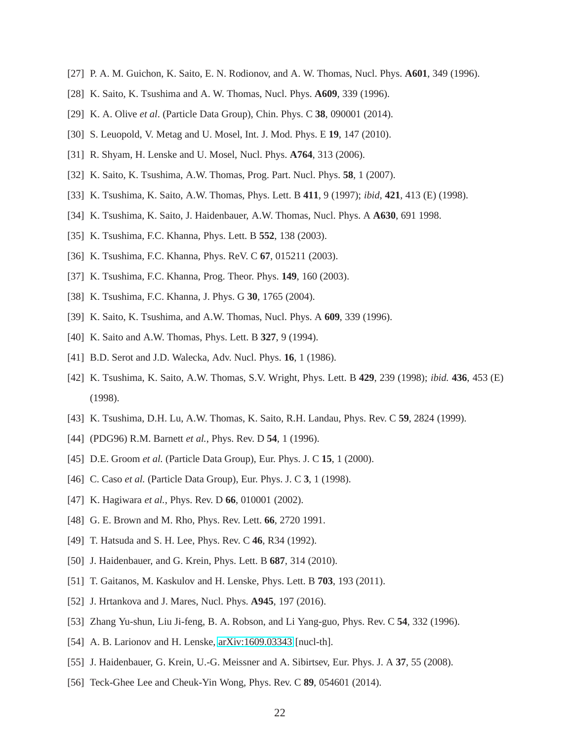[27] P. A. M. Guichon, K. Saito, E. N. Rodionov, and A. W. Thomas, Nucl. Phys. **A601**, 349 (1996).

[28] K. Saito, K. Tsushima and A. W. Thomas, Nucl. Phys. **A609**, 339 (1996).

[29] K. A. Olive *et al*. (Particle Data Group), Chin. Phys. C **38**, 090001 (2014).

[30] S. Leuopold, V. Metag and U. Mosel, Int. J. Mod. Phys. E **19**, 147 (2010).

[31] R. Shyam, H. Lenske and U. Mosel, Nucl. Phys. **A764**, 313 (2006).

[32] K. Saito, K. Tsushima, A.W. Thomas, Prog. Part. Nucl. Phys. **58**, 1 (2007).

[33] K. Tsushima, K. Saito, A.W. Thomas, Phys. Lett. B **411**, 9 (1997); *ibid*, **421**, 413 (E) (1998).

[34] K. Tsushima, K. Saito, J. Haidenbauer, A.W. Thomas, Nucl. Phys. A **A630**, 691 1998.

[35] K. Tsushima, F.C. Khanna, Phys. Lett. B **552**, 138 (2003).

[36] K. Tsushima, F.C. Khanna, Phys. ReV. C **67**, 015211 (2003).

[37] K. Tsushima, F.C. Khanna, Prog. Theor. Phys. **149**, 160 (2003).

[38] K. Tsushima, F.C. Khanna, J. Phys. G **30**, 1765 (2004).

[39] K. Saito, K. Tsushima, and A.W. Thomas, Nucl. Phys. A **609**, 339 (1996).

[40] K. Saito and A.W. Thomas, Phys. Lett. B **327**, 9 (1994).

[41] B.D. Serot and J.D. Walecka, Adv. Nucl. Phys. **16**, 1 (1986).

[42] K. Tsushima, K. Saito, A.W. Thomas, S.V. Wright, Phys. Lett. B **429**, 239 (1998); *ibid.* **436**, 453 (E) (1998).

[43] K. Tsushima, D.H. Lu, A.W. Thomas, K. Saito, R.H. Landau, Phys. Rev. C **59**, 2824 (1999).

[44] (PDG96) R.M. Barnett *et al.*, Phys. Rev. D **54**, 1 (1996).

[45] D.E. Groom *et al.* (Particle Data Group), Eur. Phys. J. C **15**, 1 (2000).

[46] C. Caso *et al.* (Particle Data Group), Eur. Phys. J. C **3**, 1 (1998).

[47] K. Hagiwara *et al.*, Phys. Rev. D **66**, 010001 (2002).

[48] G. E. Brown and M. Rho, Phys. Rev. Lett. **66**, 2720 1991.

[49] T. Hatsuda and S. H. Lee, Phys. Rev. C **46**, R34 (1992).

[50] J. Haidenbauer, and G. Krein, Phys. Lett. B **687**, 314 (2010).

[51] T. Gaitanos, M. Kaskulov and H. Lenske, Phys. Lett. B **703**, 193 (2011).

[52] J. Hrtankova and J. Mares, Nucl. Phys. **A945**, 197 (2016).

[53] Zhang Yu-shun, Liu Ji-feng, B. A. Robson, and Li Yang-guo, Phys. Rev. C **54**, 332 (1996).

[54] A. B. Larionov and H. Lenske, arXiv:1609.03343 [nucl-th].

[55] J. Haidenbauer, G. Krein, U.-G. Meissner and A. Sibirtsev, Eur. Phys. J. A **37**, 55 (2008).

[56] Teck-Ghee Lee and Cheuk-Yin Wong, Phys. Rev. C **89**, 054601 (2014).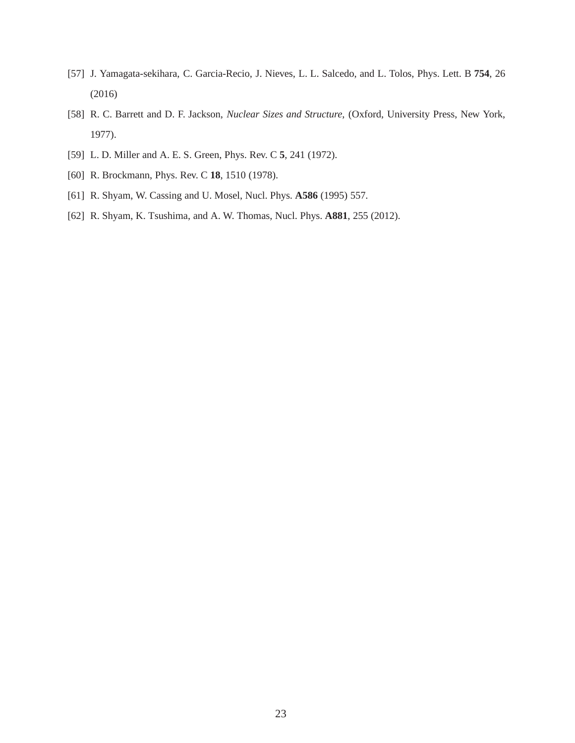[57] J. Yamagata-sekihara, C. Garcia-Recio, J. Nieves, L. L. Salcedo, and L. Tolos, Phys. Lett. B **754**, 26 (2016)

[58] R. C. Barrett and D. F. Jackson, *Nuclear Sizes and Structure*, (Oxford, University Press, New York, 1977).

[59] L. D. Miller and A. E. S. Green, Phys. Rev. C **5**, 241 (1972).

[60] R. Brockmann, Phys. Rev. C **18**, 1510 (1978).

[61] R. Shyam, W. Cassing and U. Mosel, Nucl. Phys. **A586** (1995) 557.

[62] R. Shyam, K. Tsushima, and A. W. Thomas, Nucl. Phys. **A881**, 255 (2012).